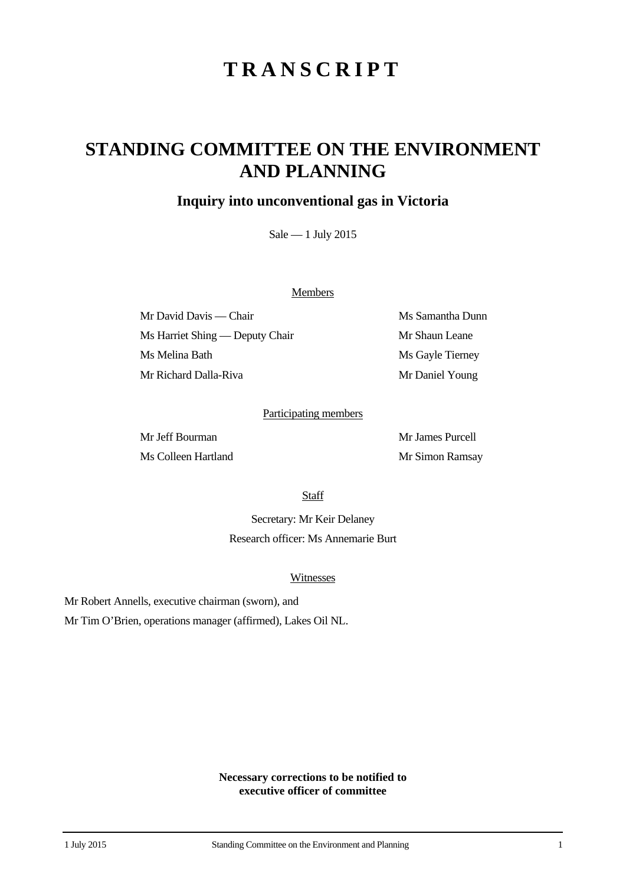# T R A N S C R I P T

# STANDING COMMITTEE ON THE ENVIRONMENT AND PLANNING

## Inquiry into unconventional gas in Victoria

Sale — 1 July 2015

Members

Mr David Davis — Chair

Ms Harriet Shing — Deputy Chair

Ms Melina Bath

Mr Richard Dalla-Riva

Ms Samantha Dunn

Mr Shaun Leane

Ms Gayle Tierney

Mr Daniel Young

Participating members

Mr Jeff Bourman

Ms Colleen Hartland

Mr James Purcell

Mr Simon Ramsay

Staff

Secretary: Mr Keir Delaney

Research officer: Ms Annemarie Burt

Witnesses

Mr Robert Annells, executive chairman (sworn), and

Mr Tim O'Brien, operations manager (affirmed), Lakes Oil NL.

**Necessary corrections to be notified to executive officer of committee**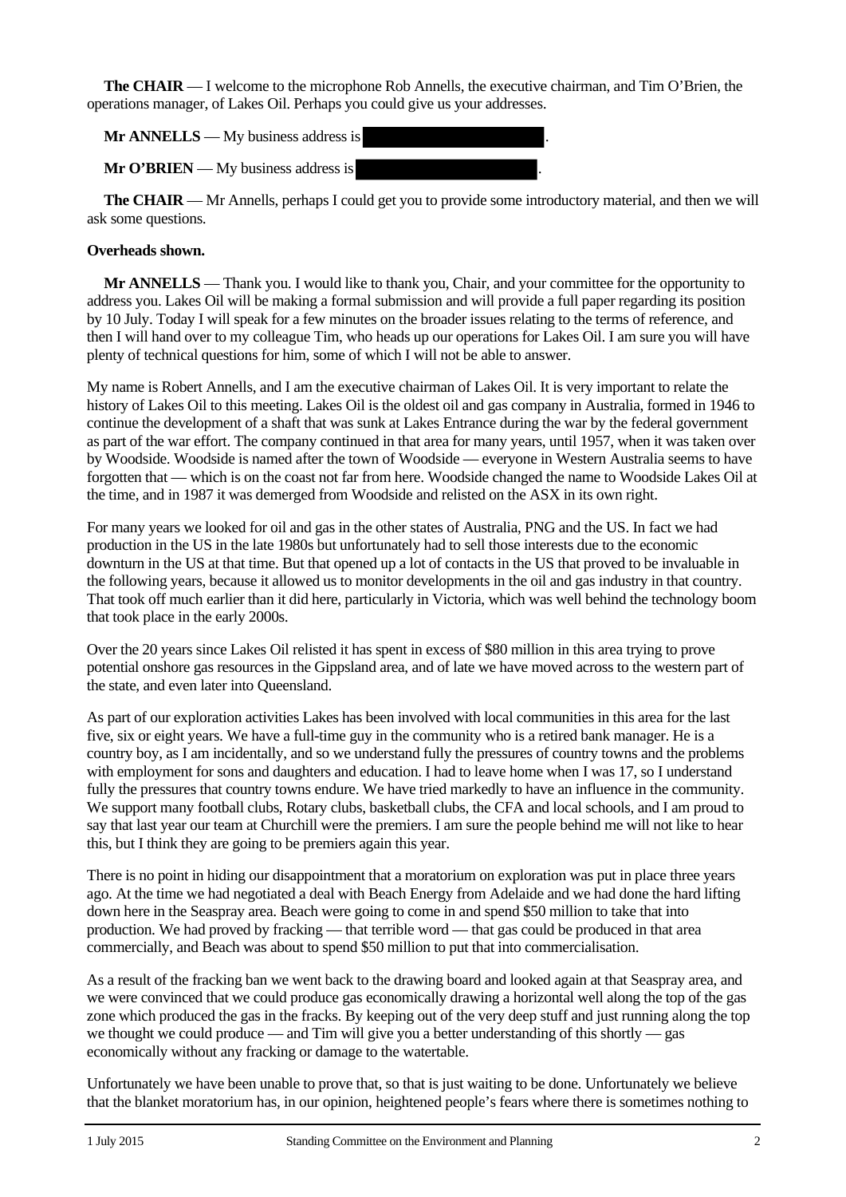**The CHAIR** — I welcome to the microphone Rob Annells, the executive chairman, and Tim O'Brien, the operations manager, of Lakes Oil. Perhaps you could give us your addresses.

**Mr ANNELLS** — My business address is .

**Mr O'BRIEN** — My business address is .

**The CHAIR** — Mr Annells, perhaps I could get you to provide some introductory material, and then we will ask some questions.

**Overheads shown.**

**Mr ANNELLS** — Thank you. I would like to thank you, Chair, and your committee for the opportunity to address you. Lakes Oil will be making a formal submission and will provide a full paper regarding its position by 10 July. Today I will speak for a few minutes on the broader issues relating to the terms of reference, and then I will hand over to my colleague Tim, who heads up our operations for Lakes Oil. I am sure you will have plenty of technical questions for him, some of which I will not be able to answer.

My name is Robert Annells, and I am the executive chairman of Lakes Oil. It is very important to relate the history of Lakes Oil to this meeting. Lakes Oil is the oldest oil and gas company in Australia, formed in 1946 to continue the development of a shaft that was sunk at Lakes Entrance during the war by the federal government as part of the war effort. The company continued in that area for many years, until 1957, when it was taken over by Woodside. Woodside is named after the town of Woodside — everyone in Western Australia seems to have forgotten that — which is on the coast not far from here. Woodside changed the name to Woodside Lakes Oil at the time, and in 1987 it was demerged from Woodside and relisted on the ASX in its own right.

For many years we looked for oil and gas in the other states of Australia, PNG and the US. In fact we had production in the US in the late 1980s but unfortunately had to sell those interests due to the economic downturn in the US at that time. But that opened up a lot of contacts in the US that proved to be invaluable in the following years, because it allowed us to monitor developments in the oil and gas industry in that country. That took off much earlier than it did here, particularly in Victoria, which was well behind the technology boom that took place in the early 2000s.

Over the 20 years since Lakes Oil relisted it has spent in excess of $80 million in this area trying to prove potential onshore gas resources in the Gippsland area, and of late we have moved across to the western part of the state, and even later into Queensland.

As part of our exploration activities Lakes has been involved with local communities in this area for the last five, six or eight years. We have a full-time guy in the community who is a retired bank manager. He is a country boy, as I am incidentally, and so we understand fully the pressures of country towns and the problems with employment for sons and daughters and education. I had to leave home when I was 17, so I understand fully the pressures that country towns endure. We have tried markedly to have an influence in the community. We support many football clubs, Rotary clubs, basketball clubs, the CFA and local schools, and I am proud to say that last year our team at Churchill were the premiers. I am sure the people behind me will not like to hear this, but I think they are going to be premiers again this year.

There is no point in hiding our disappointment that a moratorium on exploration was put in place three years ago. At the time we had negotiated a deal with Beach Energy from Adelaide and we had done the hard lifting down here in the Seaspray area. Beach were going to come in and spend $50 million to take that into production. We had proved by fracking — that terrible word — that gas could be produced in that area commercially, and Beach was about to spend $50 million to put that into commercialisation.

As a result of the fracking ban we went back to the drawing board and looked again at that Seaspray area, and we were convinced that we could produce gas economically drawing a horizontal well along the top of the gas zone which produced the gas in the fracks. By keeping out of the very deep stuff and just running along the top we thought we could produce — and Tim will give you a better understanding of this shortly — gas economically without any fracking or damage to the watertable.

Unfortunately we have been unable to prove that, so that is just waiting to be done. Unfortunately we believe that the blanket moratorium has, in our opinion, heightened people's fears where there is sometimes nothing to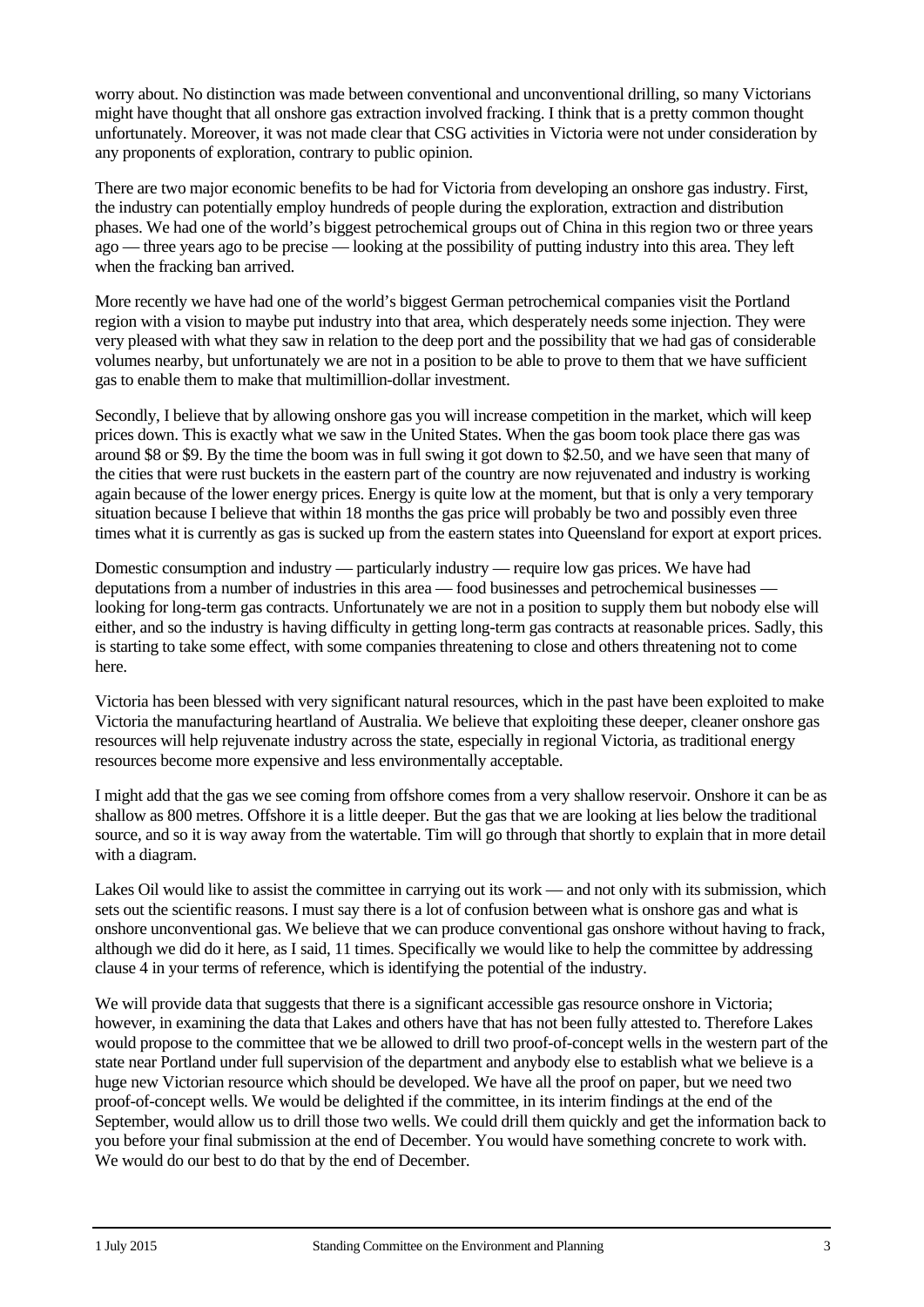worry about. No distinction was made between conventional and unconventional drilling, so many Victorians might have thought that all onshore gas extraction involved fracking. I think that is a pretty common thought unfortunately. Moreover, it was not made clear that CSG activities in Victoria were not under consideration by any proponents of exploration, contrary to public opinion.

There are two major economic benefits to be had for Victoria from developing an onshore gas industry. First, the industry can potentially employ hundreds of people during the exploration, extraction and distribution phases. We had one of the world's biggest petrochemical groups out of China in this region two or three years ago — three years ago to be precise — looking at the possibility of putting industry into this area. They left when the fracking ban arrived.

More recently we have had one of the world's biggest German petrochemical companies visit the Portland region with a vision to maybe put industry into that area, which desperately needs some injection. They were very pleased with what they saw in relation to the deep port and the possibility that we had gas of considerable volumes nearby, but unfortunately we are not in a position to be able to prove to them that we have sufficient gas to enable them to make that multimillion-dollar investment.

Secondly, I believe that by allowing onshore gas you will increase competition in the market, which will keep prices down. This is exactly what we saw in the United States. When the gas boom took place there gas was around $8 or $9. By the time the boom was in full swing it got down to $2.50, and we have seen that many of the cities that were rust buckets in the eastern part of the country are now rejuvenated and industry is working again because of the lower energy prices. Energy is quite low at the moment, but that is only a very temporary situation because I believe that within 18 months the gas price will probably be two and possibly even three times what it is currently as gas is sucked up from the eastern states into Queensland for export at export prices.

Domestic consumption and industry — particularly industry — require low gas prices. We have had deputations from a number of industries in this area — food businesses and petrochemical businesses — looking for long-term gas contracts. Unfortunately we are not in a position to supply them but nobody else will either, and so the industry is having difficulty in getting long-term gas contracts at reasonable prices. Sadly, this is starting to take some effect, with some companies threatening to close and others threatening not to come here.

Victoria has been blessed with very significant natural resources, which in the past have been exploited to make Victoria the manufacturing heartland of Australia. We believe that exploiting these deeper, cleaner onshore gas resources will help rejuvenate industry across the state, especially in regional Victoria, as traditional energy resources become more expensive and less environmentally acceptable.

I might add that the gas we see coming from offshore comes from a very shallow reservoir. Onshore it can be as shallow as 800 metres. Offshore it is a little deeper. But the gas that we are looking at lies below the traditional source, and so it is way away from the watertable. Tim will go through that shortly to explain that in more detail with a diagram.

Lakes Oil would like to assist the committee in carrying out its work — and not only with its submission, which sets out the scientific reasons. I must say there is a lot of confusion between what is onshore gas and what is onshore unconventional gas. We believe that we can produce conventional gas onshore without having to frack, although we did do it here, as I said, 11 times. Specifically we would like to help the committee by addressing clause 4 in your terms of reference, which is identifying the potential of the industry.

We will provide data that suggests that there is a significant accessible gas resource onshore in Victoria; however, in examining the data that Lakes and others have that has not been fully attested to. Therefore Lakes would propose to the committee that we be allowed to drill two proof-of-concept wells in the western part of the state near Portland under full supervision of the department and anybody else to establish what we believe is a huge new Victorian resource which should be developed. We have all the proof on paper, but we need two proof-of-concept wells. We would be delighted if the committee, in its interim findings at the end of the September, would allow us to drill those two wells. We could drill them quickly and get the information back to you before your final submission at the end of December. You would have something concrete to work with. We would do our best to do that by the end of December.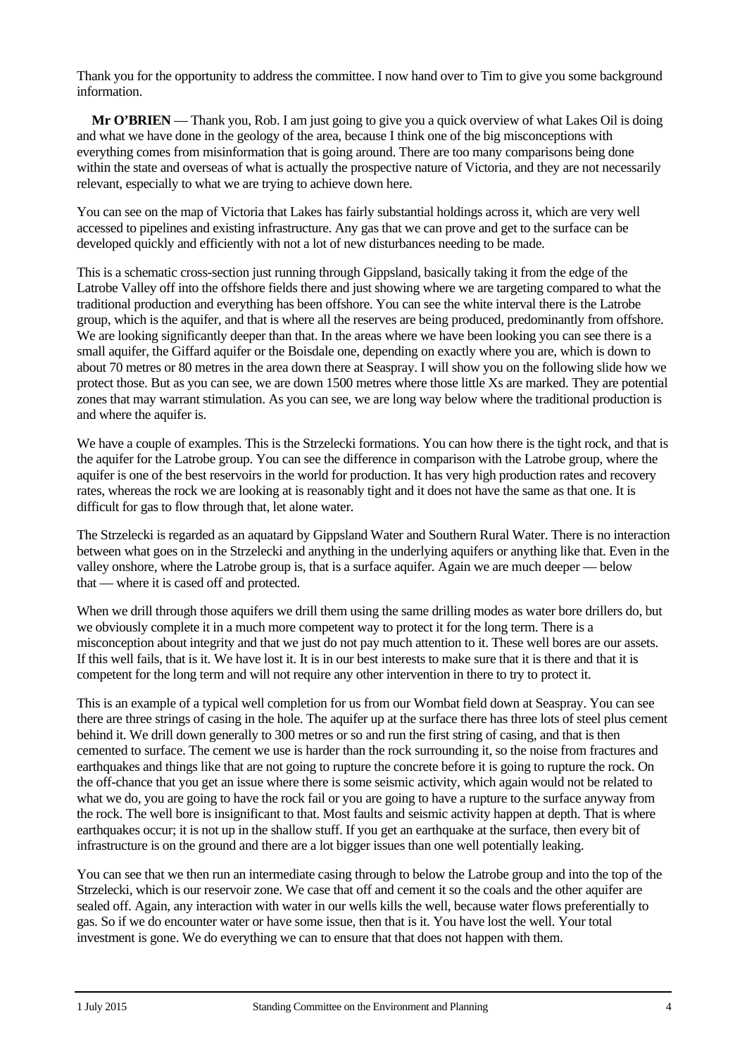Thank you for the opportunity to address the committee. I now hand over to Tim to give you some background information.

**Mr O'BRIEN** — Thank you, Rob. I am just going to give you a quick overview of what Lakes Oil is doing and what we have done in the geology of the area, because I think one of the big misconceptions with everything comes from misinformation that is going around. There are too many comparisons being done within the state and overseas of what is actually the prospective nature of Victoria, and they are not necessarily relevant, especially to what we are trying to achieve down here.

You can see on the map of Victoria that Lakes has fairly substantial holdings across it, which are very well accessed to pipelines and existing infrastructure. Any gas that we can prove and get to the surface can be developed quickly and efficiently with not a lot of new disturbances needing to be made.

This is a schematic cross-section just running through Gippsland, basically taking it from the edge of the Latrobe Valley off into the offshore fields there and just showing where we are targeting compared to what the traditional production and everything has been offshore. You can see the white interval there is the Latrobe group, which is the aquifer, and that is where all the reserves are being produced, predominantly from offshore. We are looking significantly deeper than that. In the areas where we have been looking you can see there is a small aquifer, the Giffard aquifer or the Boisdale one, depending on exactly where you are, which is down to about 70 metres or 80 metres in the area down there at Seaspray. I will show you on the following slide how we protect those. But as you can see, we are down 1500 metres where those little Xs are marked. They are potential zones that may warrant stimulation. As you can see, we are long way below where the traditional production is and where the aquifer is.

We have a couple of examples. This is the Strzelecki formations. You can how there is the tight rock, and that is the aquifer for the Latrobe group. You can see the difference in comparison with the Latrobe group, where the aquifer is one of the best reservoirs in the world for production. It has very high production rates and recovery rates, whereas the rock we are looking at is reasonably tight and it does not have the same as that one. It is difficult for gas to flow through that, let alone water.

The Strzelecki is regarded as an aquatard by Gippsland Water and Southern Rural Water. There is no interaction between what goes on in the Strzelecki and anything in the underlying aquifers or anything like that. Even in the valley onshore, where the Latrobe group is, that is a surface aquifer. Again we are much deeper — below that — where it is cased off and protected.

When we drill through those aquifers we drill them using the same drilling modes as water bore drillers do, but we obviously complete it in a much more competent way to protect it for the long term. There is a misconception about integrity and that we just do not pay much attention to it. These well bores are our assets. If this well fails, that is it. We have lost it. It is in our best interests to make sure that it is there and that it is competent for the long term and will not require any other intervention in there to try to protect it.

This is an example of a typical well completion for us from our Wombat field down at Seaspray. You can see there are three strings of casing in the hole. The aquifer up at the surface there has three lots of steel plus cement behind it. We drill down generally to 300 metres or so and run the first string of casing, and that is then cemented to surface. The cement we use is harder than the rock surrounding it, so the noise from fractures and earthquakes and things like that are not going to rupture the concrete before it is going to rupture the rock. On the off-chance that you get an issue where there is some seismic activity, which again would not be related to what we do, you are going to have the rock fail or you are going to have a rupture to the surface anyway from the rock. The well bore is insignificant to that. Most faults and seismic activity happen at depth. That is where earthquakes occur; it is not up in the shallow stuff. If you get an earthquake at the surface, then every bit of infrastructure is on the ground and there are a lot bigger issues than one well potentially leaking.

You can see that we then run an intermediate casing through to below the Latrobe group and into the top of the Strzelecki, which is our reservoir zone. We case that off and cement it so the coals and the other aquifer are sealed off. Again, any interaction with water in our wells kills the well, because water flows preferentially to gas. So if we do encounter water or have some issue, then that is it. You have lost the well. Your total investment is gone. We do everything we can to ensure that that does not happen with them.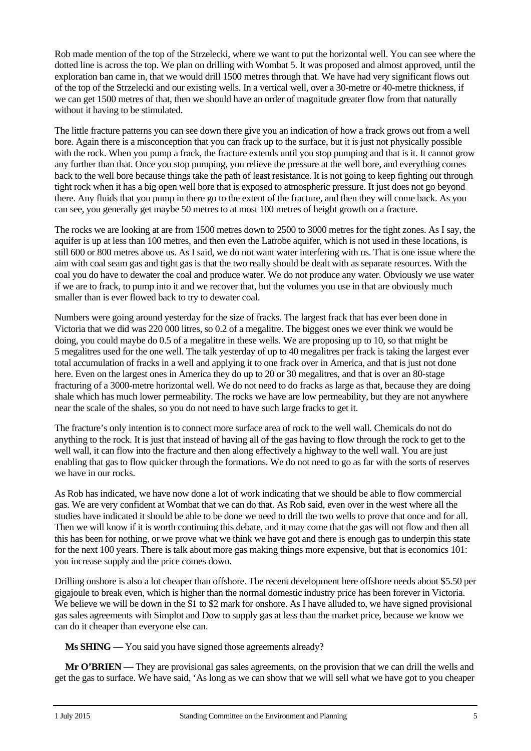Rob made mention of the top of the Strzelecki, where we want to put the horizontal well. You can see where the dotted line is across the top. We plan on drilling with Wombat 5. It was proposed and almost approved, until the exploration ban came in, that we would drill 1500 metres through that. We have had very significant flows out of the top of the Strzelecki and our existing wells. In a vertical well, over a 30-metre or 40-metre thickness, if we can get 1500 metres of that, then we should have an order of magnitude greater flow from that naturally without it having to be stimulated.

The little fracture patterns you can see down there give you an indication of how a frack grows out from a well bore. Again there is a misconception that you can frack up to the surface, but it is just not physically possible with the rock. When you pump a frack, the fracture extends until you stop pumping and that is it. It cannot grow any further than that. Once you stop pumping, you relieve the pressure at the well bore, and everything comes back to the well bore because things take the path of least resistance. It is not going to keep fighting out through tight rock when it has a big open well bore that is exposed to atmospheric pressure. It just does not go beyond there. Any fluids that you pump in there go to the extent of the fracture, and then they will come back. As you can see, you generally get maybe 50 metres to at most 100 metres of height growth on a fracture.

The rocks we are looking at are from 1500 metres down to 2500 to 3000 metres for the tight zones. As I say, the aquifer is up at less than 100 metres, and then even the Latrobe aquifer, which is not used in these locations, is still 600 or 800 metres above us. As I said, we do not want water interfering with us. That is one issue where the aim with coal seam gas and tight gas is that the two really should be dealt with as separate resources. With the coal you do have to dewater the coal and produce water. We do not produce any water. Obviously we use water if we are to frack, to pump into it and we recover that, but the volumes you use in that are obviously much smaller than is ever flowed back to try to dewater coal.

Numbers were going around yesterday for the size of fracks. The largest frack that has ever been done in Victoria that we did was 220 000 litres, so 0.2 of a megalitre. The biggest ones we ever think we would be doing, you could maybe do 0.5 of a megalitre in these wells. We are proposing up to 10, so that might be 5 megalitres used for the one well. The talk yesterday of up to 40 megalitres per frack is taking the largest ever total accumulation of fracks in a well and applying it to one frack over in America, and that is just not done here. Even on the largest ones in America they do up to 20 or 30 megalitres, and that is over an 80-stage fracturing of a 3000-metre horizontal well. We do not need to do fracks as large as that, because they are doing shale which has much lower permeability. The rocks we have are low permeability, but they are not anywhere near the scale of the shales, so you do not need to have such large fracks to get it.

The fracture's only intention is to connect more surface area of rock to the well wall. Chemicals do not do anything to the rock. It is just that instead of having all of the gas having to flow through the rock to get to the well wall, it can flow into the fracture and then along effectively a highway to the well wall. You are just enabling that gas to flow quicker through the formations. We do not need to go as far with the sorts of reserves we have in our rocks.

As Rob has indicated, we have now done a lot of work indicating that we should be able to flow commercial gas. We are very confident at Wombat that we can do that. As Rob said, even over in the west where all the studies have indicated it should be able to be done we need to drill the two wells to prove that once and for all. Then we will know if it is worth continuing this debate, and it may come that the gas will not flow and then all this has been for nothing, or we prove what we think we have got and there is enough gas to underpin this state for the next 100 years. There is talk about more gas making things more expensive, but that is economics 101: you increase supply and the price comes down.

Drilling onshore is also a lot cheaper than offshore. The recent development here offshore needs about $5.50 per gigajoule to break even, which is higher than the normal domestic industry price has been forever in Victoria. We believe we will be down in the $1 to $2 mark for onshore. As I have alluded to, we have signed provisional gas sales agreements with Simplot and Dow to supply gas at less than the market price, because we know we can do it cheaper than everyone else can.

**Ms SHING** — You said you have signed those agreements already?

**Mr O'BRIEN** — They are provisional gas sales agreements, on the provision that we can drill the wells and get the gas to surface. We have said, 'As long as we can show that we will sell what we have got to you cheaper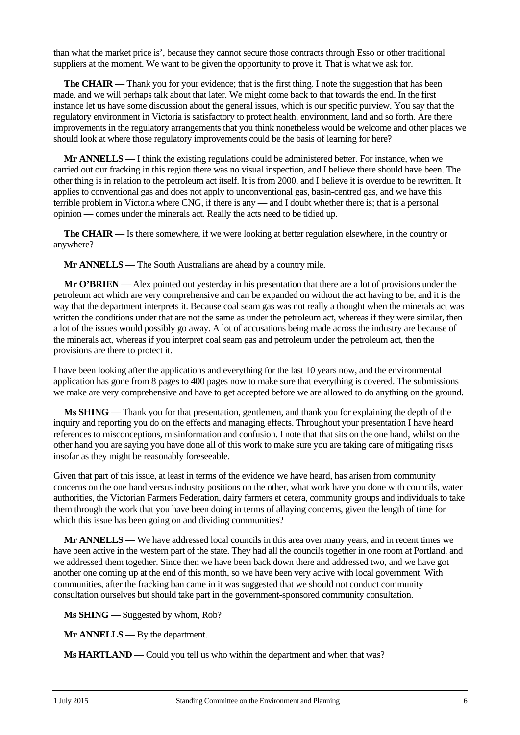than what the market price is', because they cannot secure those contracts through Esso or other traditional suppliers at the moment. We want to be given the opportunity to prove it. That is what we ask for.

**The CHAIR** — Thank you for your evidence; that is the first thing. I note the suggestion that has been made, and we will perhaps talk about that later. We might come back to that towards the end. In the first instance let us have some discussion about the general issues, which is our specific purview. You say that the regulatory environment in Victoria is satisfactory to protect health, environment, land and so forth. Are there improvements in the regulatory arrangements that you think nonetheless would be welcome and other places we should look at where those regulatory improvements could be the basis of learning for here?

**Mr ANNELLS** — I think the existing regulations could be administered better. For instance, when we carried out our fracking in this region there was no visual inspection, and I believe there should have been. The other thing is in relation to the petroleum act itself. It is from 2000, and I believe it is overdue to be rewritten. It applies to conventional gas and does not apply to unconventional gas, basin-centred gas, and we have this terrible problem in Victoria where CNG, if there is any — and I doubt whether there is; that is a personal opinion — comes under the minerals act. Really the acts need to be tidied up.

**The CHAIR** — Is there somewhere, if we were looking at better regulation elsewhere, in the country or anywhere?

**Mr ANNELLS** — The South Australians are ahead by a country mile.

**Mr O'BRIEN** — Alex pointed out yesterday in his presentation that there are a lot of provisions under the petroleum act which are very comprehensive and can be expanded on without the act having to be, and it is the way that the department interprets it. Because coal seam gas was not really a thought when the minerals act was written the conditions under that are not the same as under the petroleum act, whereas if they were similar, then a lot of the issues would possibly go away. A lot of accusations being made across the industry are because of the minerals act, whereas if you interpret coal seam gas and petroleum under the petroleum act, then the provisions are there to protect it.

I have been looking after the applications and everything for the last 10 years now, and the environmental application has gone from 8 pages to 400 pages now to make sure that everything is covered. The submissions we make are very comprehensive and have to get accepted before we are allowed to do anything on the ground.

**Ms SHING** — Thank you for that presentation, gentlemen, and thank you for explaining the depth of the inquiry and reporting you do on the effects and managing effects. Throughout your presentation I have heard references to misconceptions, misinformation and confusion. I note that that sits on the one hand, whilst on the other hand you are saying you have done all of this work to make sure you are taking care of mitigating risks insofar as they might be reasonably foreseeable.

Given that part of this issue, at least in terms of the evidence we have heard, has arisen from community concerns on the one hand versus industry positions on the other, what work have you done with councils, water authorities, the Victorian Farmers Federation, dairy farmers et cetera, community groups and individuals to take them through the work that you have been doing in terms of allaying concerns, given the length of time for which this issue has been going on and dividing communities?

**Mr ANNELLS** — We have addressed local councils in this area over many years, and in recent times we have been active in the western part of the state. They had all the councils together in one room at Portland, and we addressed them together. Since then we have been back down there and addressed two, and we have got another one coming up at the end of this month, so we have been very active with local government. With communities, after the fracking ban came in it was suggested that we should not conduct community consultation ourselves but should take part in the government-sponsored community consultation.

**Ms SHING** — Suggested by whom, Rob?

**Mr ANNELLS** — By the department.

**Ms HARTLAND** — Could you tell us who within the department and when that was?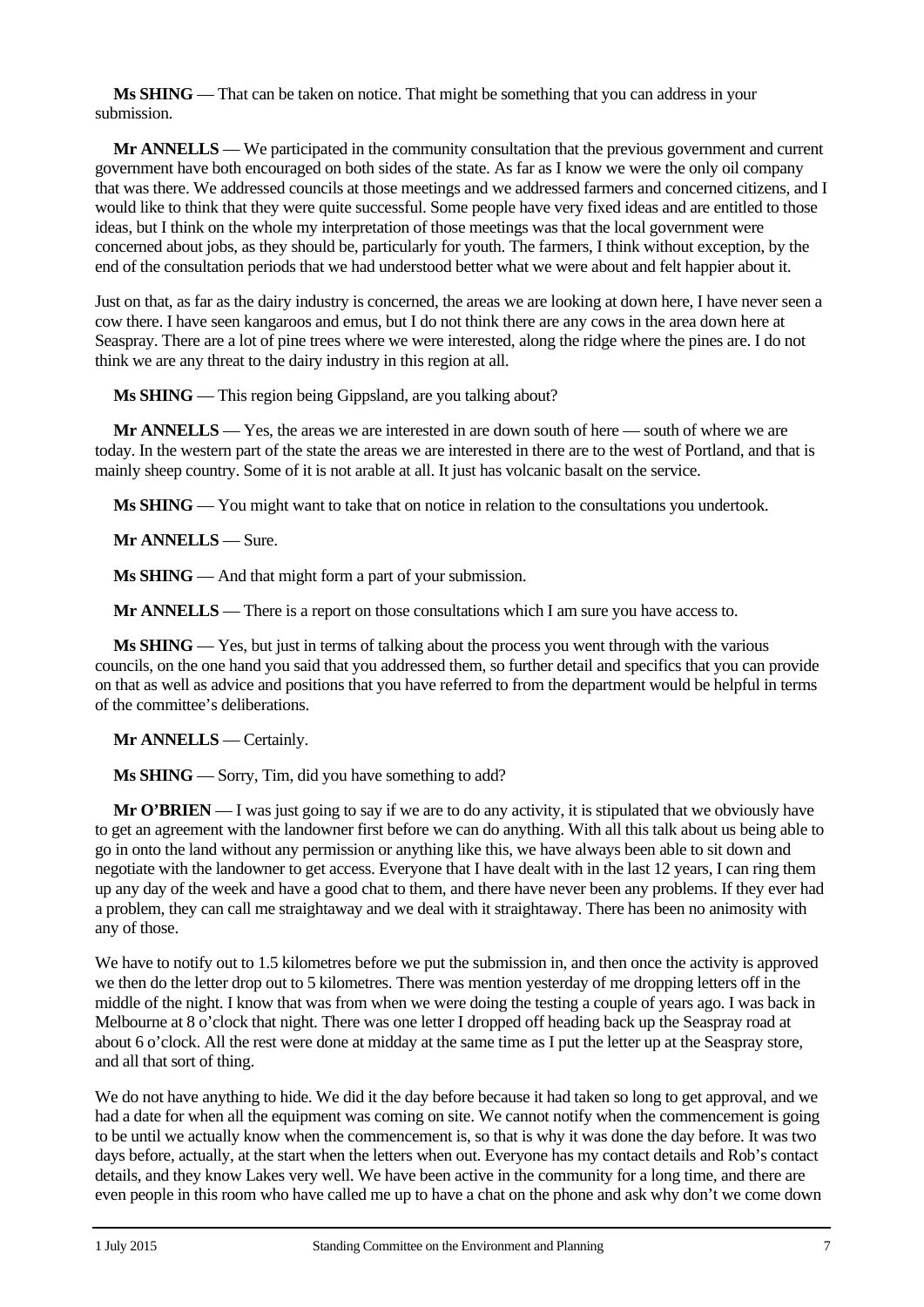**Ms SHING** — That can be taken on notice. That might be something that you can address in your submission.

**Mr ANNELLS** — We participated in the community consultation that the previous government and current government have both encouraged on both sides of the state. As far as I know we were the only oil company that was there. We addressed councils at those meetings and we addressed farmers and concerned citizens, and I would like to think that they were quite successful. Some people have very fixed ideas and are entitled to those ideas, but I think on the whole my interpretation of those meetings was that the local government were concerned about jobs, as they should be, particularly for youth. The farmers, I think without exception, by the end of the consultation periods that we had understood better what we were about and felt happier about it.

Just on that, as far as the dairy industry is concerned, the areas we are looking at down here, I have never seen a cow there. I have seen kangaroos and emus, but I do not think there are any cows in the area down here at Seaspray. There are a lot of pine trees where we were interested, along the ridge where the pines are. I do not think we are any threat to the dairy industry in this region at all.

**Ms SHING** — This region being Gippsland, are you talking about?

**Mr ANNELLS** — Yes, the areas we are interested in are down south of here — south of where we are today. In the western part of the state the areas we are interested in there are to the west of Portland, and that is mainly sheep country. Some of it is not arable at all. It just has volcanic basalt on the service.

**Ms SHING** — You might want to take that on notice in relation to the consultations you undertook.

**Mr ANNELLS** — Sure.

**Ms SHING** — And that might form a part of your submission.

**Mr ANNELLS** — There is a report on those consultations which I am sure you have access to.

**Ms SHING** — Yes, but just in terms of talking about the process you went through with the various councils, on the one hand you said that you addressed them, so further detail and specifics that you can provide on that as well as advice and positions that you have referred to from the department would be helpful in terms of the committee's deliberations.

**Mr ANNELLS** — Certainly.

**Ms SHING** — Sorry, Tim, did you have something to add?

**Mr O'BRIEN** — I was just going to say if we are to do any activity, it is stipulated that we obviously have to get an agreement with the landowner first before we can do anything. With all this talk about us being able to go in onto the land without any permission or anything like this, we have always been able to sit down and negotiate with the landowner to get access. Everyone that I have dealt with in the last 12 years, I can ring them up any day of the week and have a good chat to them, and there have never been any problems. If they ever had a problem, they can call me straightaway and we deal with it straightaway. There has been no animosity with any of those.

We have to notify out to 1.5 kilometres before we put the submission in, and then once the activity is approved we then do the letter drop out to 5 kilometres. There was mention yesterday of me dropping letters off in the middle of the night. I know that was from when we were doing the testing a couple of years ago. I was back in Melbourne at 8 o'clock that night. There was one letter I dropped off heading back up the Seaspray road at about 6 o'clock. All the rest were done at midday at the same time as I put the letter up at the Seaspray store, and all that sort of thing.

We do not have anything to hide. We did it the day before because it had taken so long to get approval, and we had a date for when all the equipment was coming on site. We cannot notify when the commencement is going to be until we actually know when the commencement is, so that is why it was done the day before. It was two days before, actually, at the start when the letters when out. Everyone has my contact details and Rob's contact details, and they know Lakes very well. We have been active in the community for a long time, and there are even people in this room who have called me up to have a chat on the phone and ask why don't we come down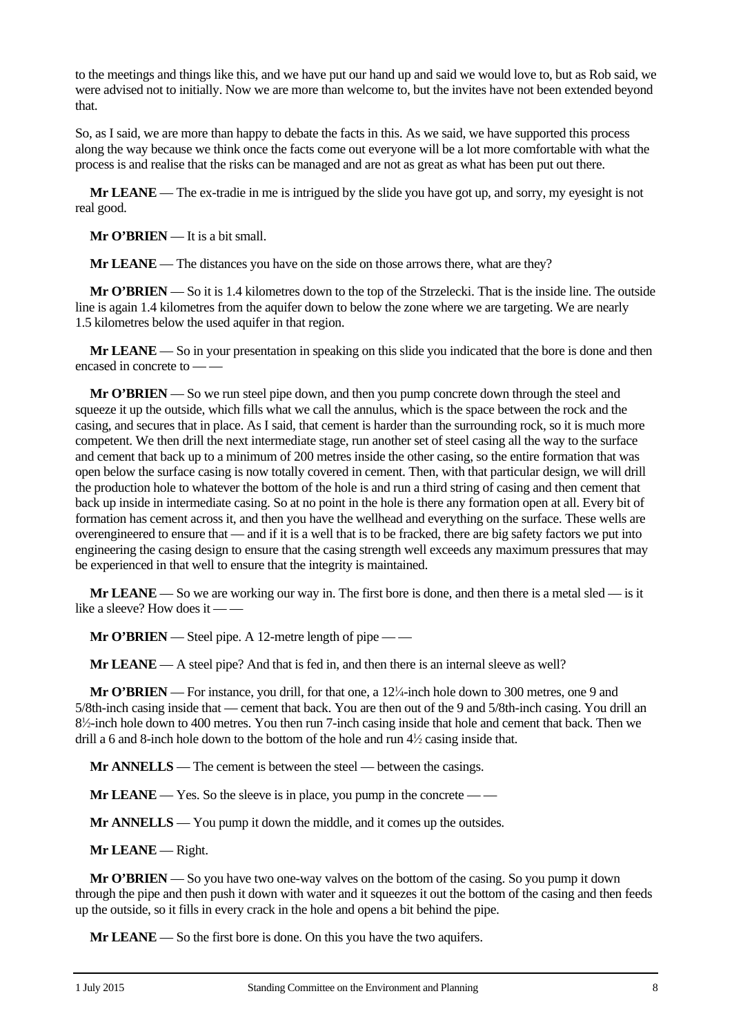to the meetings and things like this, and we have put our hand up and said we would love to, but as Rob said, we were advised not to initially. Now we are more than welcome to, but the invites have not been extended beyond that.

So, as I said, we are more than happy to debate the facts in this. As we said, we have supported this process along the way because we think once the facts come out everyone will be a lot more comfortable with what the process is and realise that the risks can be managed and are not as great as what has been put out there.

**Mr LEANE** — The ex-tradie in me is intrigued by the slide you have got up, and sorry, my eyesight is not real good.

**Mr O'BRIEN** — It is a bit small.

**Mr LEANE** — The distances you have on the side on those arrows there, what are they?

**Mr O'BRIEN** — So it is 1.4 kilometres down to the top of the Strzelecki. That is the inside line. The outside line is again 1.4 kilometres from the aquifer down to below the zone where we are targeting. We are nearly 1.5 kilometres below the used aquifer in that region.

**Mr LEANE** — So in your presentation in speaking on this slide you indicated that the bore is done and then encased in concrete to — —

**Mr O'BRIEN** — So we run steel pipe down, and then you pump concrete down through the steel and squeeze it up the outside, which fills what we call the annulus, which is the space between the rock and the casing, and secures that in place. As I said, that cement is harder than the surrounding rock, so it is much more competent. We then drill the next intermediate stage, run another set of steel casing all the way to the surface and cement that back up to a minimum of 200 metres inside the other casing, so the entire formation that was open below the surface casing is now totally covered in cement. Then, with that particular design, we will drill the production hole to whatever the bottom of the hole is and run a third string of casing and then cement that back up inside in intermediate casing. So at no point in the hole is there any formation open at all. Every bit of formation has cement across it, and then you have the wellhead and everything on the surface. These wells are overengineered to ensure that — and if it is a well that is to be fracked, there are big safety factors we put into engineering the casing design to ensure that the casing strength well exceeds any maximum pressures that may be experienced in that well to ensure that the integrity is maintained.

**Mr LEANE** — So we are working our way in. The first bore is done, and then there is a metal sled — is it like a sleeve? How does it — —

**Mr O'BRIEN** — Steel pipe. A 12-metre length of pipe — —

**Mr LEANE** — A steel pipe? And that is fed in, and then there is an internal sleeve as well?

**Mr O'BRIEN** — For instance, you drill, for that one, a 12¼-inch hole down to 300 metres, one 9 and 5/8th-inch casing inside that — cement that back. You are then out of the 9 and 5/8th-inch casing. You drill an 8½-inch hole down to 400 metres. You then run 7-inch casing inside that hole and cement that back. Then we drill a 6 and 8-inch hole down to the bottom of the hole and run 4½ casing inside that.

**Mr ANNELLS** — The cement is between the steel — between the casings.

**Mr LEANE** — Yes. So the sleeve is in place, you pump in the concrete — —

**Mr ANNELLS** — You pump it down the middle, and it comes up the outsides.

**Mr LEANE** — Right.

**Mr O'BRIEN** — So you have two one-way valves on the bottom of the casing. So you pump it down through the pipe and then push it down with water and it squeezes it out the bottom of the casing and then feeds up the outside, so it fills in every crack in the hole and opens a bit behind the pipe.

**Mr LEANE** — So the first bore is done. On this you have the two aquifers.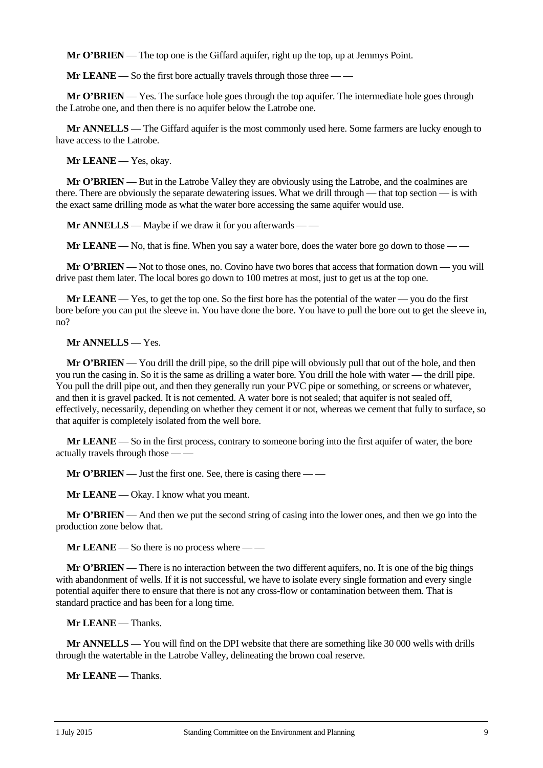**Mr O'BRIEN** — The top one is the Giffard aquifer, right up the top, up at Jemmys Point.

**Mr LEANE** — So the first bore actually travels through those three — —

**Mr O'BRIEN** — Yes. The surface hole goes through the top aquifer. The intermediate hole goes through the Latrobe one, and then there is no aquifer below the Latrobe one.

**Mr ANNELLS** — The Giffard aquifer is the most commonly used here. Some farmers are lucky enough to have access to the Latrobe.

**Mr LEANE** — Yes, okay.

**Mr O'BRIEN** — But in the Latrobe Valley they are obviously using the Latrobe, and the coalmines are there. There are obviously the separate dewatering issues. What we drill through — that top section — is with the exact same drilling mode as what the water bore accessing the same aquifer would use.

**Mr ANNELLS** — Maybe if we draw it for you afterwards — —

**Mr LEANE** — No, that is fine. When you say a water bore, does the water bore go down to those — —

**Mr O'BRIEN** — Not to those ones, no. Covino have two bores that access that formation down — you will drive past them later. The local bores go down to 100 metres at most, just to get us at the top one.

**Mr LEANE** — Yes, to get the top one. So the first bore has the potential of the water — you do the first bore before you can put the sleeve in. You have done the bore. You have to pull the bore out to get the sleeve in, no?

**Mr ANNELLS** — Yes.

**Mr O'BRIEN** — You drill the drill pipe, so the drill pipe will obviously pull that out of the hole, and then you run the casing in. So it is the same as drilling a water bore. You drill the hole with water — the drill pipe. You pull the drill pipe out, and then they generally run your PVC pipe or something, or screens or whatever, and then it is gravel packed. It is not cemented. A water bore is not sealed; that aquifer is not sealed off, effectively, necessarily, depending on whether they cement it or not, whereas we cement that fully to surface, so that aquifer is completely isolated from the well bore.

**Mr LEANE** — So in the first process, contrary to someone boring into the first aquifer of water, the bore actually travels through those — —

**Mr O'BRIEN** — Just the first one. See, there is casing there — —

**Mr LEANE** — Okay. I know what you meant.

**Mr O'BRIEN** — And then we put the second string of casing into the lower ones, and then we go into the production zone below that.

**Mr LEANE** — So there is no process where — —

**Mr O'BRIEN** — There is no interaction between the two different aquifers, no. It is one of the big things with abandonment of wells. If it is not successful, we have to isolate every single formation and every single potential aquifer there to ensure that there is not any cross-flow or contamination between them. That is standard practice and has been for a long time.

**Mr LEANE** — Thanks.

**Mr ANNELLS** — You will find on the DPI website that there are something like 30 000 wells with drills through the watertable in the Latrobe Valley, delineating the brown coal reserve.

**Mr LEANE** — Thanks.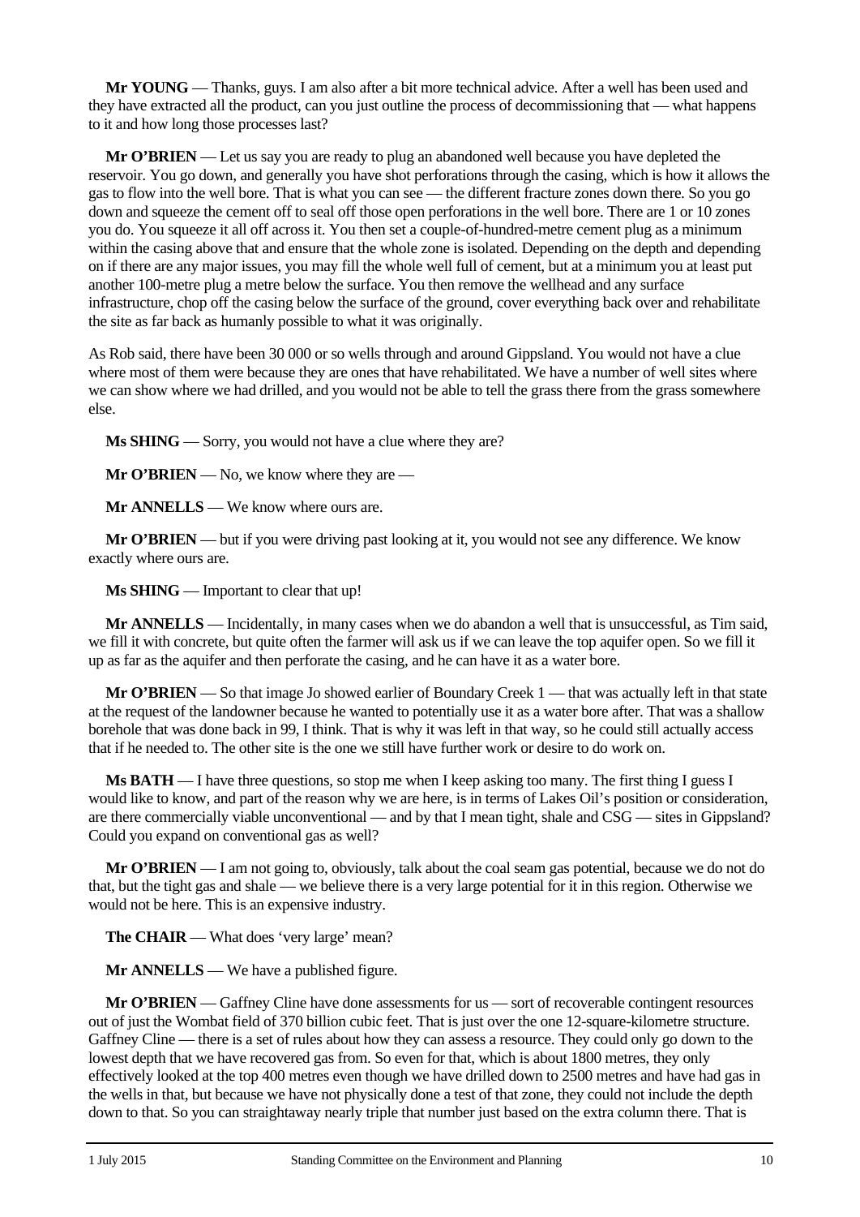**Mr YOUNG** — Thanks, guys. I am also after a bit more technical advice. After a well has been used and they have extracted all the product, can you just outline the process of decommissioning that — what happens to it and how long those processes last?

**Mr O'BRIEN** — Let us say you are ready to plug an abandoned well because you have depleted the reservoir. You go down, and generally you have shot perforations through the casing, which is how it allows the gas to flow into the well bore. That is what you can see — the different fracture zones down there. So you go down and squeeze the cement off to seal off those open perforations in the well bore. There are 1 or 10 zones you do. You squeeze it all off across it. You then set a couple-of-hundred-metre cement plug as a minimum within the casing above that and ensure that the whole zone is isolated. Depending on the depth and depending on if there are any major issues, you may fill the whole well full of cement, but at a minimum you at least put another 100-metre plug a metre below the surface. You then remove the wellhead and any surface infrastructure, chop off the casing below the surface of the ground, cover everything back over and rehabilitate the site as far back as humanly possible to what it was originally.

As Rob said, there have been 30 000 or so wells through and around Gippsland. You would not have a clue where most of them were because they are ones that have rehabilitated. We have a number of well sites where we can show where we had drilled, and you would not be able to tell the grass there from the grass somewhere else.

**Ms SHING** — Sorry, you would not have a clue where they are?

**Mr O'BRIEN** — No, we know where they are —

**Mr ANNELLS** — We know where ours are.

**Mr O'BRIEN** — but if you were driving past looking at it, you would not see any difference. We know exactly where ours are.

**Ms SHING** — Important to clear that up!

**Mr ANNELLS** — Incidentally, in many cases when we do abandon a well that is unsuccessful, as Tim said, we fill it with concrete, but quite often the farmer will ask us if we can leave the top aquifer open. So we fill it up as far as the aquifer and then perforate the casing, and he can have it as a water bore.

**Mr O'BRIEN** — So that image Jo showed earlier of Boundary Creek 1 — that was actually left in that state at the request of the landowner because he wanted to potentially use it as a water bore after. That was a shallow borehole that was done back in 99, I think. That is why it was left in that way, so he could still actually access that if he needed to. The other site is the one we still have further work or desire to do work on.

**Ms BATH** — I have three questions, so stop me when I keep asking too many. The first thing I guess I would like to know, and part of the reason why we are here, is in terms of Lakes Oil's position or consideration, are there commercially viable unconventional — and by that I mean tight, shale and CSG — sites in Gippsland? Could you expand on conventional gas as well?

**Mr O'BRIEN** — I am not going to, obviously, talk about the coal seam gas potential, because we do not do that, but the tight gas and shale — we believe there is a very large potential for it in this region. Otherwise we would not be here. This is an expensive industry.

**The CHAIR** — What does 'very large' mean?

**Mr ANNELLS** — We have a published figure.

**Mr O'BRIEN** — Gaffney Cline have done assessments for us — sort of recoverable contingent resources out of just the Wombat field of 370 billion cubic feet. That is just over the one 12-square-kilometre structure. Gaffney Cline — there is a set of rules about how they can assess a resource. They could only go down to the lowest depth that we have recovered gas from. So even for that, which is about 1800 metres, they only effectively looked at the top 400 metres even though we have drilled down to 2500 metres and have had gas in the wells in that, but because we have not physically done a test of that zone, they could not include the depth down to that. So you can straightaway nearly triple that number just based on the extra column there. That is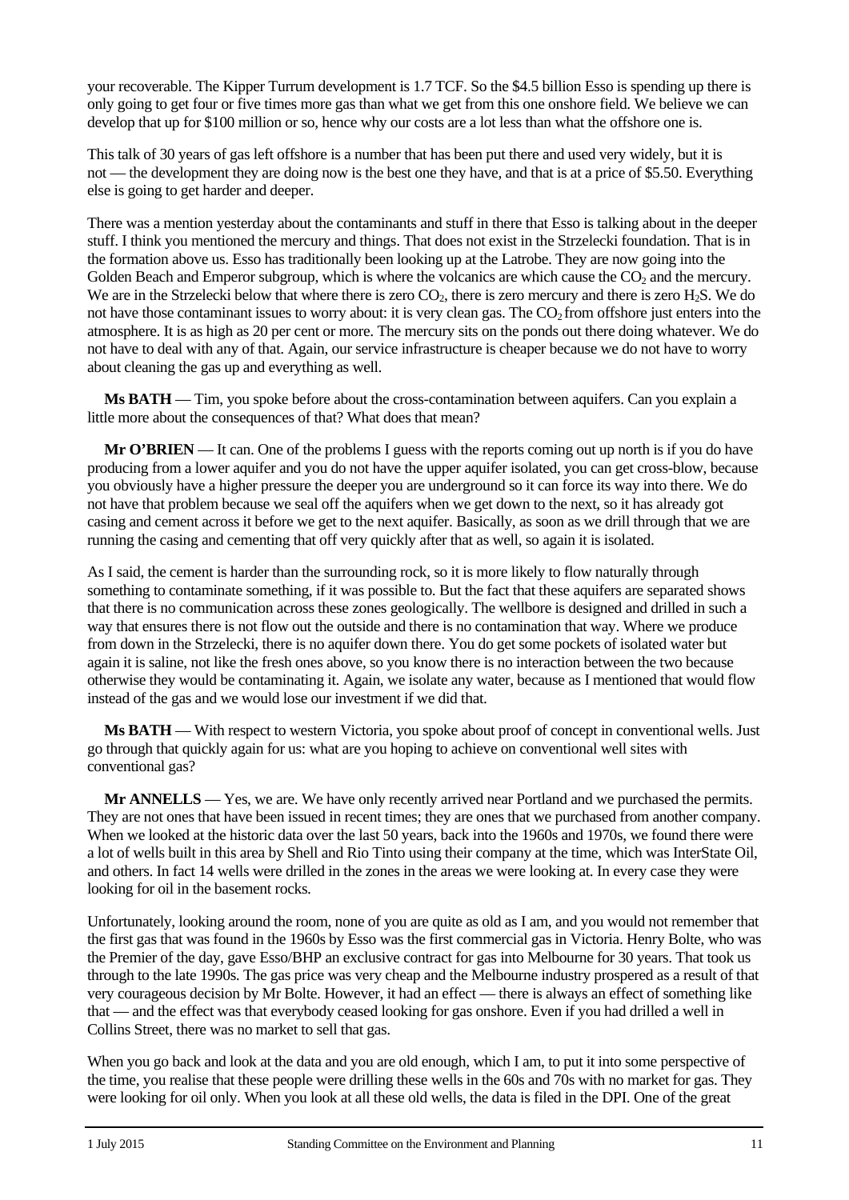your recoverable. The Kipper Turrum development is 1.7 TCF. So the $4.5 billion Esso is spending up there is only going to get four or five times more gas than what we get from this one onshore field. We believe we can develop that up for $100 million or so, hence why our costs are a lot less than what the offshore one is.

This talk of 30 years of gas left offshore is a number that has been put there and used very widely, but it is not — the development they are doing now is the best one they have, and that is at a price of $5.50. Everything else is going to get harder and deeper.

There was a mention yesterday about the contaminants and stuff in there that Esso is talking about in the deeper stuff. I think you mentioned the mercury and things. That does not exist in the Strzelecki foundation. That is in the formation above us. Esso has traditionally been looking up at the Latrobe. They are now going into the Golden Beach and Emperor subgroup, which is where the volcanics are which cause the $CO_2$ and the mercury. We are in the Strzelecki below that where there is zero $CO_2$, there is zero mercury and there is zero $H_2S$. We do not have those contaminant issues to worry about: it is very clean gas. The $CO_2$ from offshore just enters into the atmosphere. It is as high as 20 per cent or more. The mercury sits on the ponds out there doing whatever. We do not have to deal with any of that. Again, our service infrastructure is cheaper because we do not have to worry about cleaning the gas up and everything as well.

**Ms BATH** — Tim, you spoke before about the cross-contamination between aquifers. Can you explain a little more about the consequences of that? What does that mean?

**Mr O'BRIEN** — It can. One of the problems I guess with the reports coming out up north is if you do have producing from a lower aquifer and you do not have the upper aquifer isolated, you can get cross-blow, because you obviously have a higher pressure the deeper you are underground so it can force its way into there. We do not have that problem because we seal off the aquifers when we get down to the next, so it has already got casing and cement across it before we get to the next aquifer. Basically, as soon as we drill through that we are running the casing and cementing that off very quickly after that as well, so again it is isolated.

As I said, the cement is harder than the surrounding rock, so it is more likely to flow naturally through something to contaminate something, if it was possible to. But the fact that these aquifers are separated shows that there is no communication across these zones geologically. The wellbore is designed and drilled in such a way that ensures there is not flow out the outside and there is no contamination that way. Where we produce from down in the Strzelecki, there is no aquifer down there. You do get some pockets of isolated water but again it is saline, not like the fresh ones above, so you know there is no interaction between the two because otherwise they would be contaminating it. Again, we isolate any water, because as I mentioned that would flow instead of the gas and we would lose our investment if we did that.

**Ms BATH** — With respect to western Victoria, you spoke about proof of concept in conventional wells. Just go through that quickly again for us: what are you hoping to achieve on conventional well sites with conventional gas?

**Mr ANNELLS** — Yes, we are. We have only recently arrived near Portland and we purchased the permits. They are not ones that have been issued in recent times; they are ones that we purchased from another company. When we looked at the historic data over the last 50 years, back into the 1960s and 1970s, we found there were a lot of wells built in this area by Shell and Rio Tinto using their company at the time, which was InterState Oil, and others. In fact 14 wells were drilled in the zones in the areas we were looking at. In every case they were looking for oil in the basement rocks.

Unfortunately, looking around the room, none of you are quite as old as I am, and you would not remember that the first gas that was found in the 1960s by Esso was the first commercial gas in Victoria. Henry Bolte, who was the Premier of the day, gave Esso/BHP an exclusive contract for gas into Melbourne for 30 years. That took us through to the late 1990s. The gas price was very cheap and the Melbourne industry prospered as a result of that very courageous decision by Mr Bolte. However, it had an effect — there is always an effect of something like that — and the effect was that everybody ceased looking for gas onshore. Even if you had drilled a well in Collins Street, there was no market to sell that gas.

When you go back and look at the data and you are old enough, which I am, to put it into some perspective of the time, you realise that these people were drilling these wells in the 60s and 70s with no market for gas. They were looking for oil only. When you look at all these old wells, the data is filed in the DPI. One of the great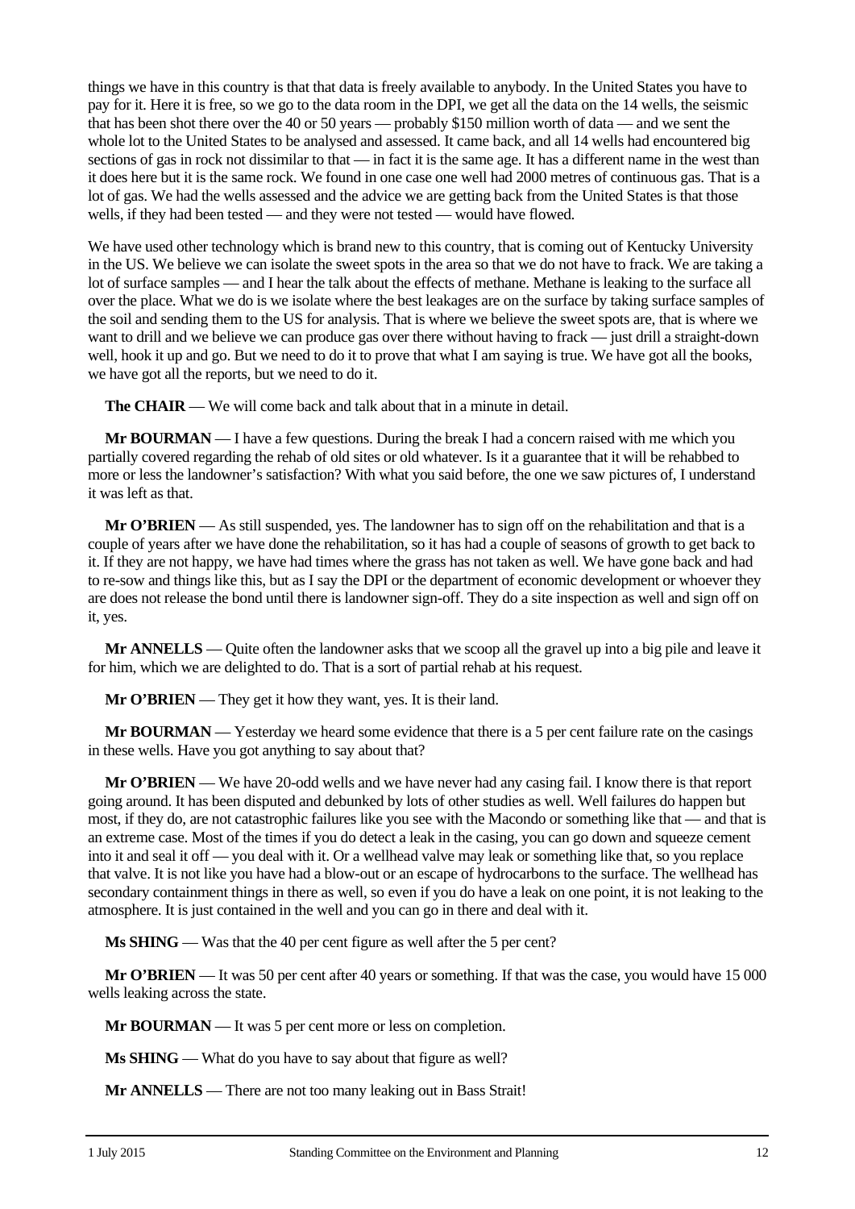things we have in this country is that that data is freely available to anybody. In the United States you have to pay for it. Here it is free, so we go to the data room in the DPI, we get all the data on the 14 wells, the seismic that has been shot there over the 40 or 50 years — probably $150 million worth of data — and we sent the whole lot to the United States to be analysed and assessed. It came back, and all 14 wells had encountered big sections of gas in rock not dissimilar to that — in fact it is the same age. It has a different name in the west than it does here but it is the same rock. We found in one case one well had 2000 metres of continuous gas. That is a lot of gas. We had the wells assessed and the advice we are getting back from the United States is that those wells, if they had been tested — and they were not tested — would have flowed.

We have used other technology which is brand new to this country, that is coming out of Kentucky University in the US. We believe we can isolate the sweet spots in the area so that we do not have to frack. We are taking a lot of surface samples — and I hear the talk about the effects of methane. Methane is leaking to the surface all over the place. What we do is we isolate where the best leakages are on the surface by taking surface samples of the soil and sending them to the US for analysis. That is where we believe the sweet spots are, that is where we want to drill and we believe we can produce gas over there without having to frack — just drill a straight-down well, hook it up and go. But we need to do it to prove that what I am saying is true. We have got all the books, we have got all the reports, but we need to do it.

**The CHAIR** — We will come back and talk about that in a minute in detail.

**Mr BOURMAN** — I have a few questions. During the break I had a concern raised with me which you partially covered regarding the rehab of old sites or old whatever. Is it a guarantee that it will be rehabbed to more or less the landowner's satisfaction? With what you said before, the one we saw pictures of, I understand it was left as that.

**Mr O'BRIEN** — As still suspended, yes. The landowner has to sign off on the rehabilitation and that is a couple of years after we have done the rehabilitation, so it has had a couple of seasons of growth to get back to it. If they are not happy, we have had times where the grass has not taken as well. We have gone back and had to re-sow and things like this, but as I say the DPI or the department of economic development or whoever they are does not release the bond until there is landowner sign-off. They do a site inspection as well and sign off on it, yes.

**Mr ANNELLS** — Quite often the landowner asks that we scoop all the gravel up into a big pile and leave it for him, which we are delighted to do. That is a sort of partial rehab at his request.

**Mr O'BRIEN** — They get it how they want, yes. It is their land.

**Mr BOURMAN** — Yesterday we heard some evidence that there is a 5 per cent failure rate on the casings in these wells. Have you got anything to say about that?

**Mr O'BRIEN** — We have 20-odd wells and we have never had any casing fail. I know there is that report going around. It has been disputed and debunked by lots of other studies as well. Well failures do happen but most, if they do, are not catastrophic failures like you see with the Macondo or something like that — and that is an extreme case. Most of the times if you do detect a leak in the casing, you can go down and squeeze cement into it and seal it off — you deal with it. Or a wellhead valve may leak or something like that, so you replace that valve. It is not like you have had a blow-out or an escape of hydrocarbons to the surface. The wellhead has secondary containment things in there as well, so even if you do have a leak on one point, it is not leaking to the atmosphere. It is just contained in the well and you can go in there and deal with it.

**Ms SHING** — Was that the 40 per cent figure as well after the 5 per cent?

**Mr O'BRIEN** — It was 50 per cent after 40 years or something. If that was the case, you would have 15 000 wells leaking across the state.

**Mr BOURMAN** — It was 5 per cent more or less on completion.

**Ms SHING** — What do you have to say about that figure as well?

**Mr ANNELLS** — There are not too many leaking out in Bass Strait!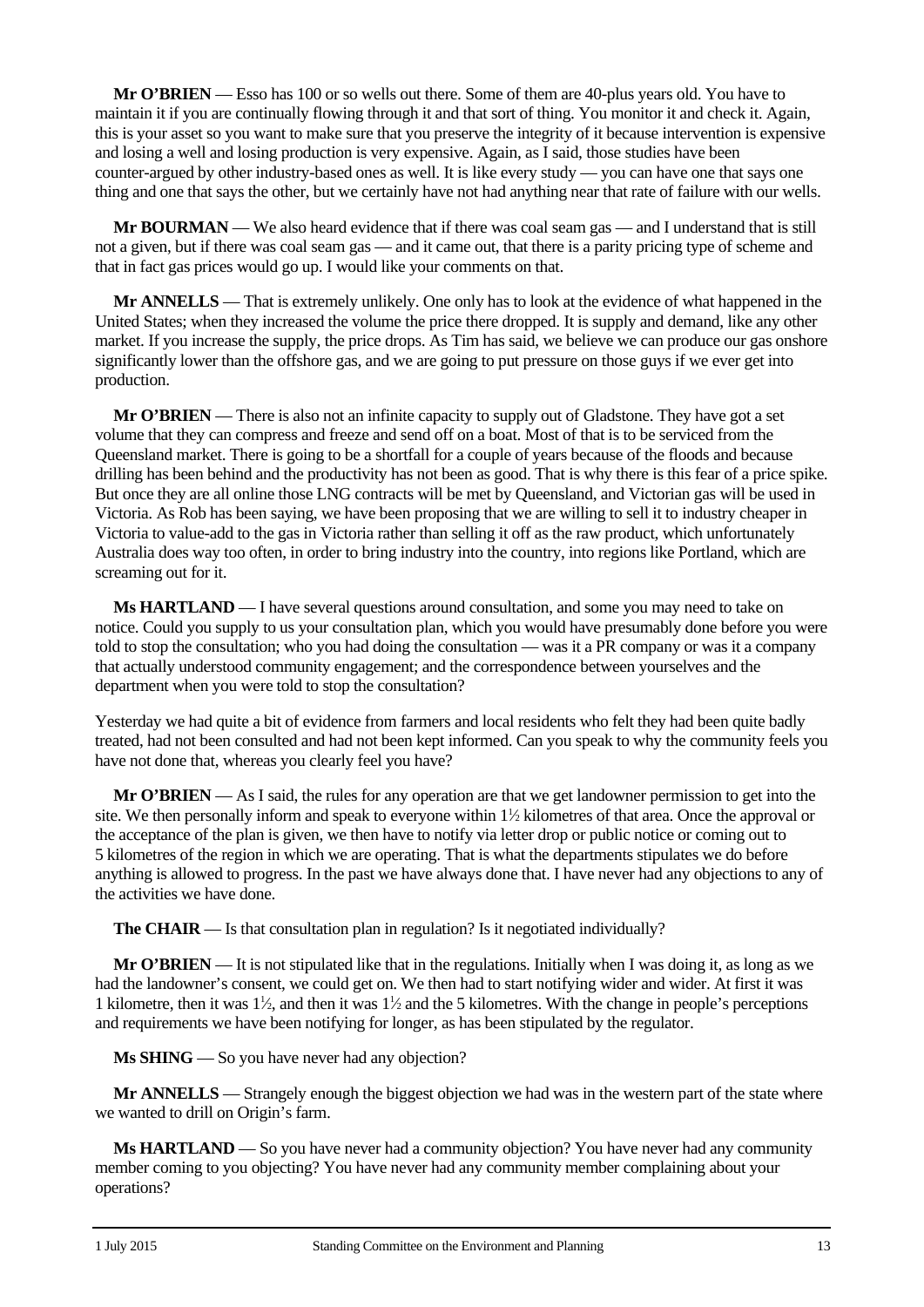**Mr O'BRIEN** — Esso has 100 or so wells out there. Some of them are 40-plus years old. You have to maintain it if you are continually flowing through it and that sort of thing. You monitor it and check it. Again, this is your asset so you want to make sure that you preserve the integrity of it because intervention is expensive and losing a well and losing production is very expensive. Again, as I said, those studies have been counter-argued by other industry-based ones as well. It is like every study — you can have one that says one thing and one that says the other, but we certainly have not had anything near that rate of failure with our wells.

**Mr BOURMAN** — We also heard evidence that if there was coal seam gas — and I understand that is still not a given, but if there was coal seam gas — and it came out, that there is a parity pricing type of scheme and that in fact gas prices would go up. I would like your comments on that.

**Mr ANNELLS** — That is extremely unlikely. One only has to look at the evidence of what happened in the United States; when they increased the volume the price there dropped. It is supply and demand, like any other market. If you increase the supply, the price drops. As Tim has said, we believe we can produce our gas onshore significantly lower than the offshore gas, and we are going to put pressure on those guys if we ever get into production.

**Mr O'BRIEN** — There is also not an infinite capacity to supply out of Gladstone. They have got a set volume that they can compress and freeze and send off on a boat. Most of that is to be serviced from the Queensland market. There is going to be a shortfall for a couple of years because of the floods and because drilling has been behind and the productivity has not been as good. That is why there is this fear of a price spike. But once they are all online those LNG contracts will be met by Queensland, and Victorian gas will be used in Victoria. As Rob has been saying, we have been proposing that we are willing to sell it to industry cheaper in Victoria to value-add to the gas in Victoria rather than selling it off as the raw product, which unfortunately Australia does way too often, in order to bring industry into the country, into regions like Portland, which are screaming out for it.

**Ms HARTLAND** — I have several questions around consultation, and some you may need to take on notice. Could you supply to us your consultation plan, which you would have presumably done before you were told to stop the consultation; who you had doing the consultation — was it a PR company or was it a company that actually understood community engagement; and the correspondence between yourselves and the department when you were told to stop the consultation?

Yesterday we had quite a bit of evidence from farmers and local residents who felt they had been quite badly treated, had not been consulted and had not been kept informed. Can you speak to why the community feels you have not done that, whereas you clearly feel you have?

**Mr O'BRIEN** — As I said, the rules for any operation are that we get landowner permission to get into the site. We then personally inform and speak to everyone within 1½ kilometres of that area. Once the approval or the acceptance of the plan is given, we then have to notify via letter drop or public notice or coming out to 5 kilometres of the region in which we are operating. That is what the departments stipulates we do before anything is allowed to progress. In the past we have always done that. I have never had any objections to any of the activities we have done.

**The CHAIR** — Is that consultation plan in regulation? Is it negotiated individually?

**Mr O'BRIEN** — It is not stipulated like that in the regulations. Initially when I was doing it, as long as we had the landowner's consent, we could get on. We then had to start notifying wider and wider. At first it was 1 kilometre, then it was 1½, and then it was 1½ and the 5 kilometres. With the change in people's perceptions and requirements we have been notifying for longer, as has been stipulated by the regulator.

**Ms SHING** — So you have never had any objection?

**Mr ANNELLS** — Strangely enough the biggest objection we had was in the western part of the state where we wanted to drill on Origin's farm.

**Ms HARTLAND** — So you have never had a community objection? You have never had any community member coming to you objecting? You have never had any community member complaining about your operations?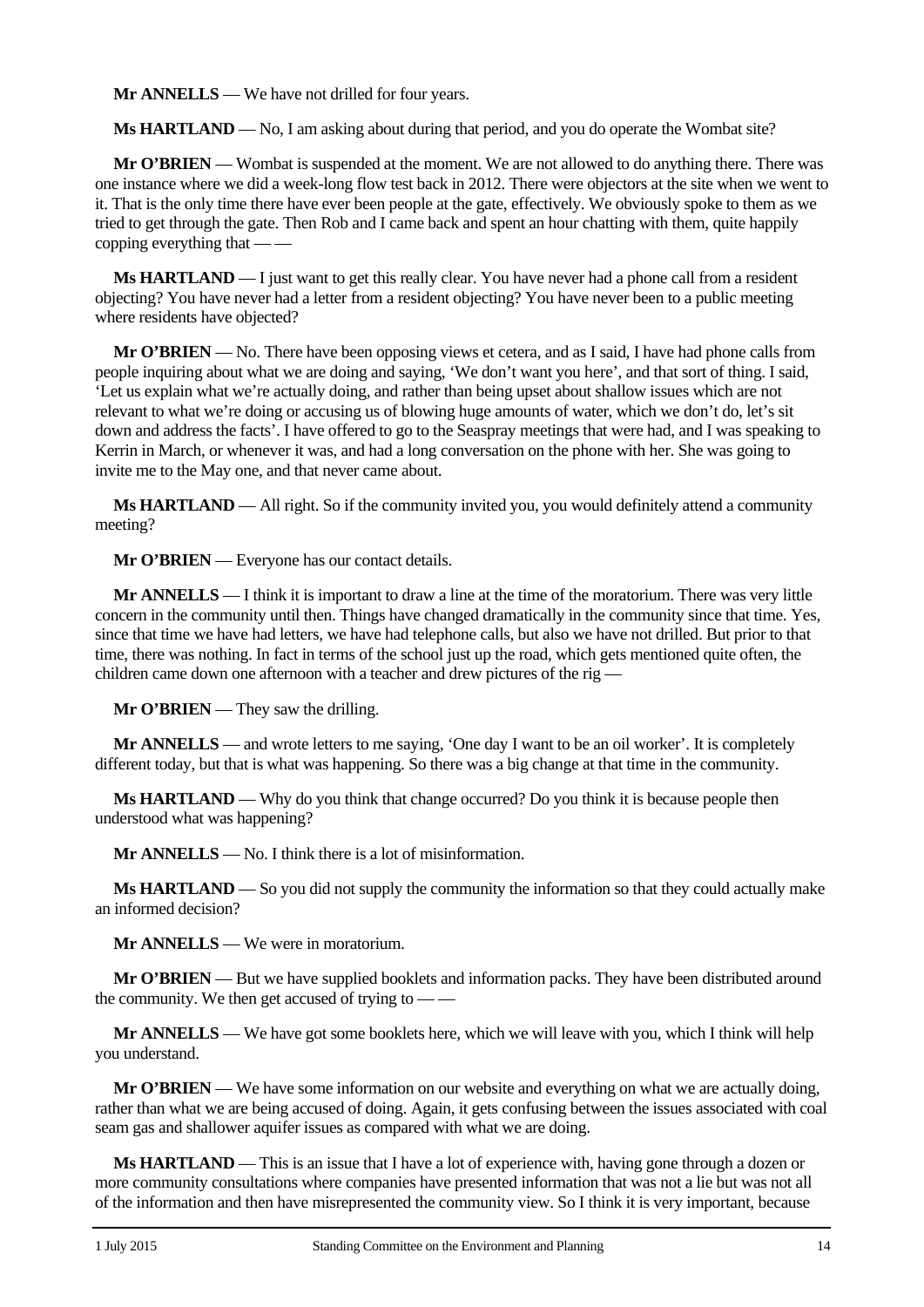**Mr ANNELLS** — We have not drilled for four years.

**Ms HARTLAND** — No, I am asking about during that period, and you do operate the Wombat site?

**Mr O'BRIEN** — Wombat is suspended at the moment. We are not allowed to do anything there. There was one instance where we did a week-long flow test back in 2012. There were objectors at the site when we went to it. That is the only time there have ever been people at the gate, effectively. We obviously spoke to them as we tried to get through the gate. Then Rob and I came back and spent an hour chatting with them, quite happily copping everything that — —

**Ms HARTLAND** — I just want to get this really clear. You have never had a phone call from a resident objecting? You have never had a letter from a resident objecting? You have never been to a public meeting where residents have objected?

**Mr O'BRIEN** — No. There have been opposing views et cetera, and as I said, I have had phone calls from people inquiring about what we are doing and saying, 'We don't want you here', and that sort of thing. I said, 'Let us explain what we're actually doing, and rather than being upset about shallow issues which are not relevant to what we're doing or accusing us of blowing huge amounts of water, which we don't do, let's sit down and address the facts'. I have offered to go to the Seaspray meetings that were had, and I was speaking to Kerrin in March, or whenever it was, and had a long conversation on the phone with her. She was going to invite me to the May one, and that never came about.

**Ms HARTLAND** — All right. So if the community invited you, you would definitely attend a community meeting?

**Mr O'BRIEN** — Everyone has our contact details.

**Mr ANNELLS** — I think it is important to draw a line at the time of the moratorium. There was very little concern in the community until then. Things have changed dramatically in the community since that time. Yes, since that time we have had letters, we have had telephone calls, but also we have not drilled. But prior to that time, there was nothing. In fact in terms of the school just up the road, which gets mentioned quite often, the children came down one afternoon with a teacher and drew pictures of the rig —

**Mr O'BRIEN** — They saw the drilling.

**Mr ANNELLS** — and wrote letters to me saying, 'One day I want to be an oil worker'. It is completely different today, but that is what was happening. So there was a big change at that time in the community.

**Ms HARTLAND** — Why do you think that change occurred? Do you think it is because people then understood what was happening?

**Mr ANNELLS** — No. I think there is a lot of misinformation.

**Ms HARTLAND** — So you did not supply the community the information so that they could actually make an informed decision?

**Mr ANNELLS** — We were in moratorium.

**Mr O'BRIEN** — But we have supplied booklets and information packs. They have been distributed around the community. We then get accused of trying to — —

**Mr ANNELLS** — We have got some booklets here, which we will leave with you, which I think will help you understand.

**Mr O'BRIEN** — We have some information on our website and everything on what we are actually doing, rather than what we are being accused of doing. Again, it gets confusing between the issues associated with coal seam gas and shallower aquifer issues as compared with what we are doing.

**Ms HARTLAND** — This is an issue that I have a lot of experience with, having gone through a dozen or more community consultations where companies have presented information that was not a lie but was not all of the information and then have misrepresented the community view. So I think it is very important, because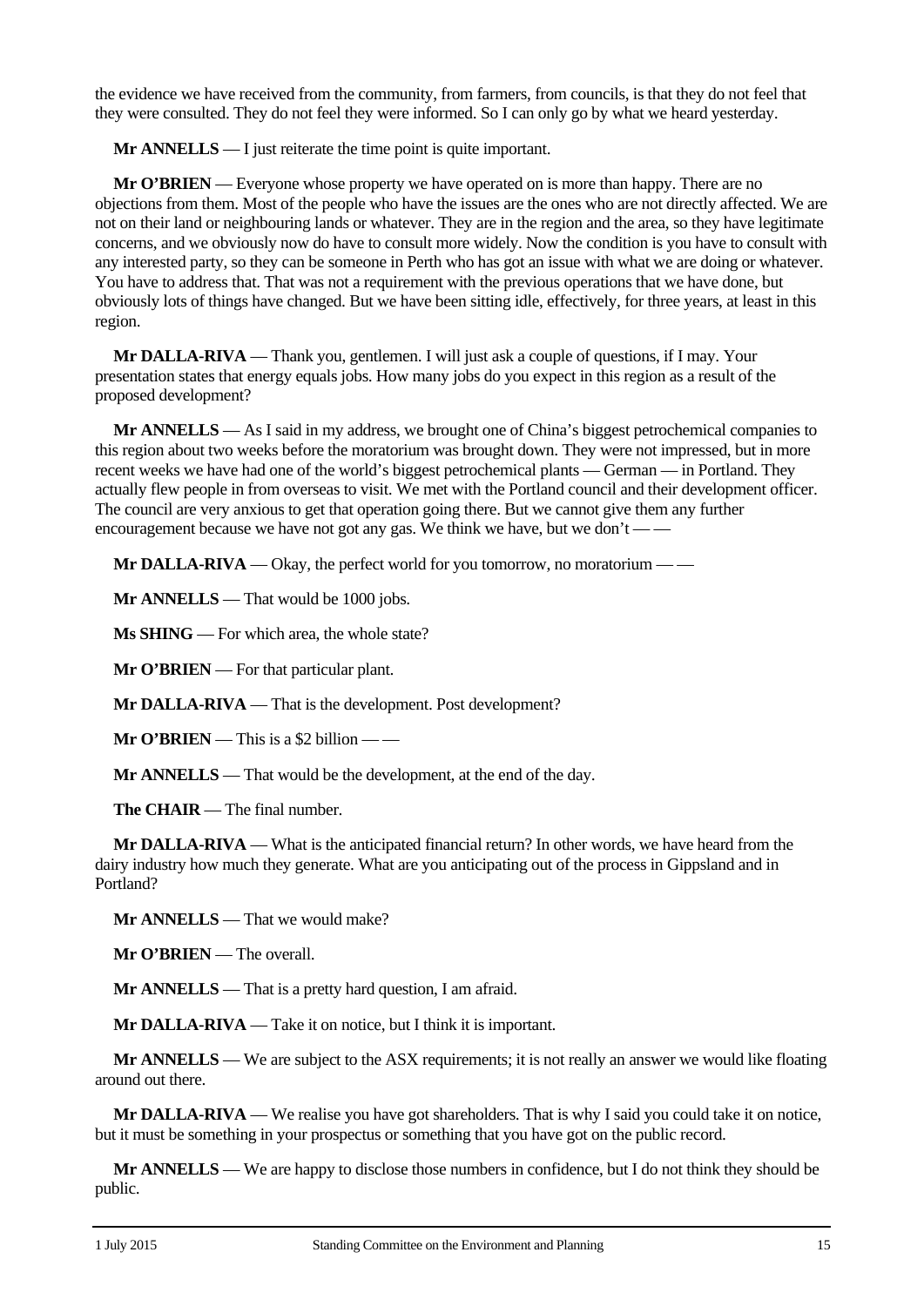the evidence we have received from the community, from farmers, from councils, is that they do not feel that they were consulted. They do not feel they were informed. So I can only go by what we heard yesterday.

**Mr ANNELLS** — I just reiterate the time point is quite important.

**Mr O'BRIEN** — Everyone whose property we have operated on is more than happy. There are no objections from them. Most of the people who have the issues are the ones who are not directly affected. We are not on their land or neighbouring lands or whatever. They are in the region and the area, so they have legitimate concerns, and we obviously now do have to consult more widely. Now the condition is you have to consult with any interested party, so they can be someone in Perth who has got an issue with what we are doing or whatever. You have to address that. That was not a requirement with the previous operations that we have done, but obviously lots of things have changed. But we have been sitting idle, effectively, for three years, at least in this region.

**Mr DALLA-RIVA** — Thank you, gentlemen. I will just ask a couple of questions, if I may. Your presentation states that energy equals jobs. How many jobs do you expect in this region as a result of the proposed development?

**Mr ANNELLS** — As I said in my address, we brought one of China's biggest petrochemical companies to this region about two weeks before the moratorium was brought down. They were not impressed, but in more recent weeks we have had one of the world's biggest petrochemical plants — German — in Portland. They actually flew people in from overseas to visit. We met with the Portland council and their development officer. The council are very anxious to get that operation going there. But we cannot give them any further encouragement because we have not got any gas. We think we have, but we don't — —

**Mr DALLA-RIVA** — Okay, the perfect world for you tomorrow, no moratorium — —

**Mr ANNELLS** — That would be 1000 jobs.

**Ms SHING** — For which area, the whole state?

**Mr O'BRIEN** — For that particular plant.

**Mr DALLA-RIVA** — That is the development. Post development?

**Mr O'BRIEN** — This is a $2 billion — —

**Mr ANNELLS** — That would be the development, at the end of the day.

**The CHAIR** — The final number.

**Mr DALLA-RIVA** — What is the anticipated financial return? In other words, we have heard from the dairy industry how much they generate. What are you anticipating out of the process in Gippsland and in Portland?

**Mr ANNELLS** — That we would make?

**Mr O'BRIEN** — The overall.

**Mr ANNELLS** — That is a pretty hard question, I am afraid.

**Mr DALLA-RIVA** — Take it on notice, but I think it is important.

**Mr ANNELLS** — We are subject to the ASX requirements; it is not really an answer we would like floating around out there.

**Mr DALLA-RIVA** — We realise you have got shareholders. That is why I said you could take it on notice, but it must be something in your prospectus or something that you have got on the public record.

**Mr ANNELLS** — We are happy to disclose those numbers in confidence, but I do not think they should be public.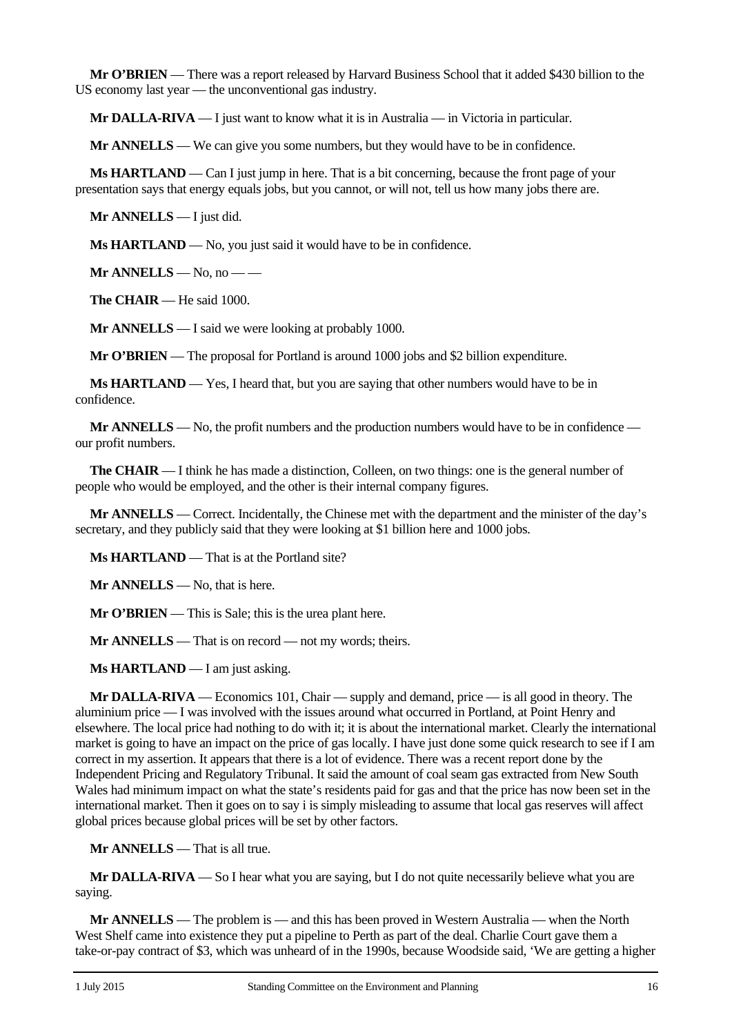**Mr O'BRIEN** — There was a report released by Harvard Business School that it added $430 billion to the US economy last year — the unconventional gas industry.

**Mr DALLA-RIVA** — I just want to know what it is in Australia — in Victoria in particular.

**Mr ANNELLS** — We can give you some numbers, but they would have to be in confidence.

**Ms HARTLAND** — Can I just jump in here. That is a bit concerning, because the front page of your presentation says that energy equals jobs, but you cannot, or will not, tell us how many jobs there are.

**Mr ANNELLS** — I just did.

**Ms HARTLAND** — No, you just said it would have to be in confidence.

**Mr ANNELLS** — No, no — —

**The CHAIR** — He said 1000.

**Mr ANNELLS** — I said we were looking at probably 1000.

**Mr O'BRIEN** — The proposal for Portland is around 1000 jobs and $2 billion expenditure.

**Ms HARTLAND** — Yes, I heard that, but you are saying that other numbers would have to be in confidence.

**Mr ANNELLS** — No, the profit numbers and the production numbers would have to be in confidence — our profit numbers.

**The CHAIR** — I think he has made a distinction, Colleen, on two things: one is the general number of people who would be employed, and the other is their internal company figures.

**Mr ANNELLS** — Correct. Incidentally, the Chinese met with the department and the minister of the day's secretary, and they publicly said that they were looking at $1 billion here and 1000 jobs.

**Ms HARTLAND** — That is at the Portland site?

**Mr ANNELLS** — No, that is here.

**Mr O'BRIEN** — This is Sale; this is the urea plant here.

**Mr ANNELLS** — That is on record — not my words; theirs.

**Ms HARTLAND** — I am just asking.

**Mr DALLA-RIVA** — Economics 101, Chair — supply and demand, price — is all good in theory. The aluminium price — I was involved with the issues around what occurred in Portland, at Point Henry and elsewhere. The local price had nothing to do with it; it is about the international market. Clearly the international market is going to have an impact on the price of gas locally. I have just done some quick research to see if I am correct in my assertion. It appears that there is a lot of evidence. There was a recent report done by the Independent Pricing and Regulatory Tribunal. It said the amount of coal seam gas extracted from New South Wales had minimum impact on what the state's residents paid for gas and that the price has now been set in the international market. Then it goes on to say i is simply misleading to assume that local gas reserves will affect global prices because global prices will be set by other factors.

**Mr ANNELLS** — That is all true.

**Mr DALLA-RIVA** — So I hear what you are saying, but I do not quite necessarily believe what you are saying.

**Mr ANNELLS** — The problem is — and this has been proved in Western Australia — when the North West Shelf came into existence they put a pipeline to Perth as part of the deal. Charlie Court gave them a take-or-pay contract of $3, which was unheard of in the 1990s, because Woodside said, 'We are getting a higher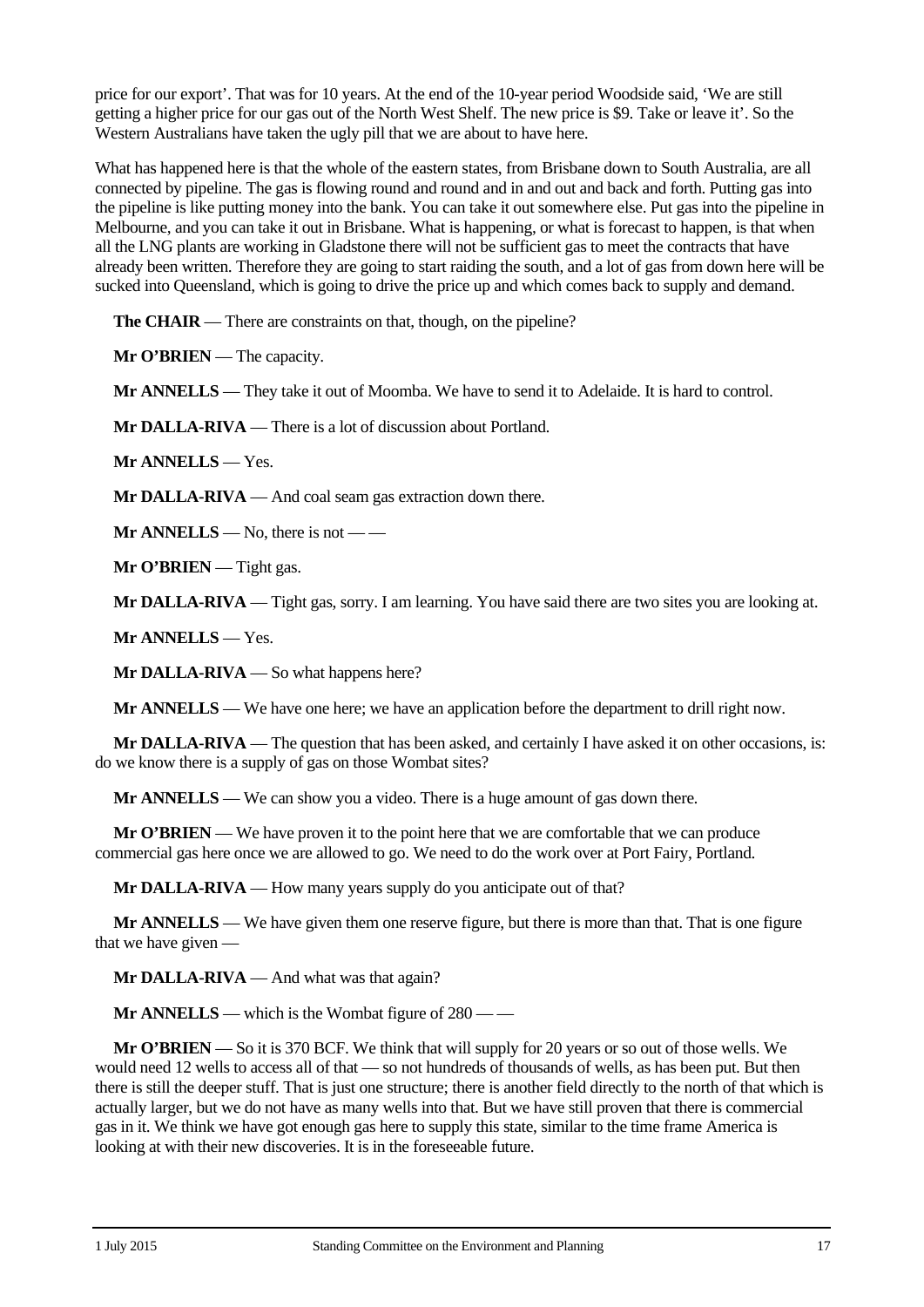price for our export'. That was for 10 years. At the end of the 10-year period Woodside said, 'We are still getting a higher price for our gas out of the North West Shelf. The new price is $9. Take or leave it'. So the Western Australians have taken the ugly pill that we are about to have here.

What has happened here is that the whole of the eastern states, from Brisbane down to South Australia, are all connected by pipeline. The gas is flowing round and round and in and out and back and forth. Putting gas into the pipeline is like putting money into the bank. You can take it out somewhere else. Put gas into the pipeline in Melbourne, and you can take it out in Brisbane. What is happening, or what is forecast to happen, is that when all the LNG plants are working in Gladstone there will not be sufficient gas to meet the contracts that have already been written. Therefore they are going to start raiding the south, and a lot of gas from down here will be sucked into Queensland, which is going to drive the price up and which comes back to supply and demand.

**The CHAIR** — There are constraints on that, though, on the pipeline?

**Mr O'BRIEN** — The capacity.

**Mr ANNELLS** — They take it out of Moomba. We have to send it to Adelaide. It is hard to control.

**Mr DALLA-RIVA** — There is a lot of discussion about Portland.

**Mr ANNELLS** — Yes.

**Mr DALLA-RIVA** — And coal seam gas extraction down there.

**Mr ANNELLS** — No, there is not — —

**Mr O'BRIEN** — Tight gas.

**Mr DALLA-RIVA** — Tight gas, sorry. I am learning. You have said there are two sites you are looking at.

**Mr ANNELLS** — Yes.

**Mr DALLA-RIVA** — So what happens here?

**Mr ANNELLS** — We have one here; we have an application before the department to drill right now.

**Mr DALLA-RIVA** — The question that has been asked, and certainly I have asked it on other occasions, is: do we know there is a supply of gas on those Wombat sites?

**Mr ANNELLS** — We can show you a video. There is a huge amount of gas down there.

**Mr O'BRIEN** — We have proven it to the point here that we are comfortable that we can produce commercial gas here once we are allowed to go. We need to do the work over at Port Fairy, Portland.

**Mr DALLA-RIVA** — How many years supply do you anticipate out of that?

**Mr ANNELLS** — We have given them one reserve figure, but there is more than that. That is one figure that we have given —

**Mr DALLA-RIVA** — And what was that again?

**Mr ANNELLS** — which is the Wombat figure of 280 — —

**Mr O'BRIEN** — So it is 370 BCF. We think that will supply for 20 years or so out of those wells. We would need 12 wells to access all of that — so not hundreds of thousands of wells, as has been put. But then there is still the deeper stuff. That is just one structure; there is another field directly to the north of that which is actually larger, but we do not have as many wells into that. But we have still proven that there is commercial gas in it. We think we have got enough gas here to supply this state, similar to the time frame America is looking at with their new discoveries. It is in the foreseeable future.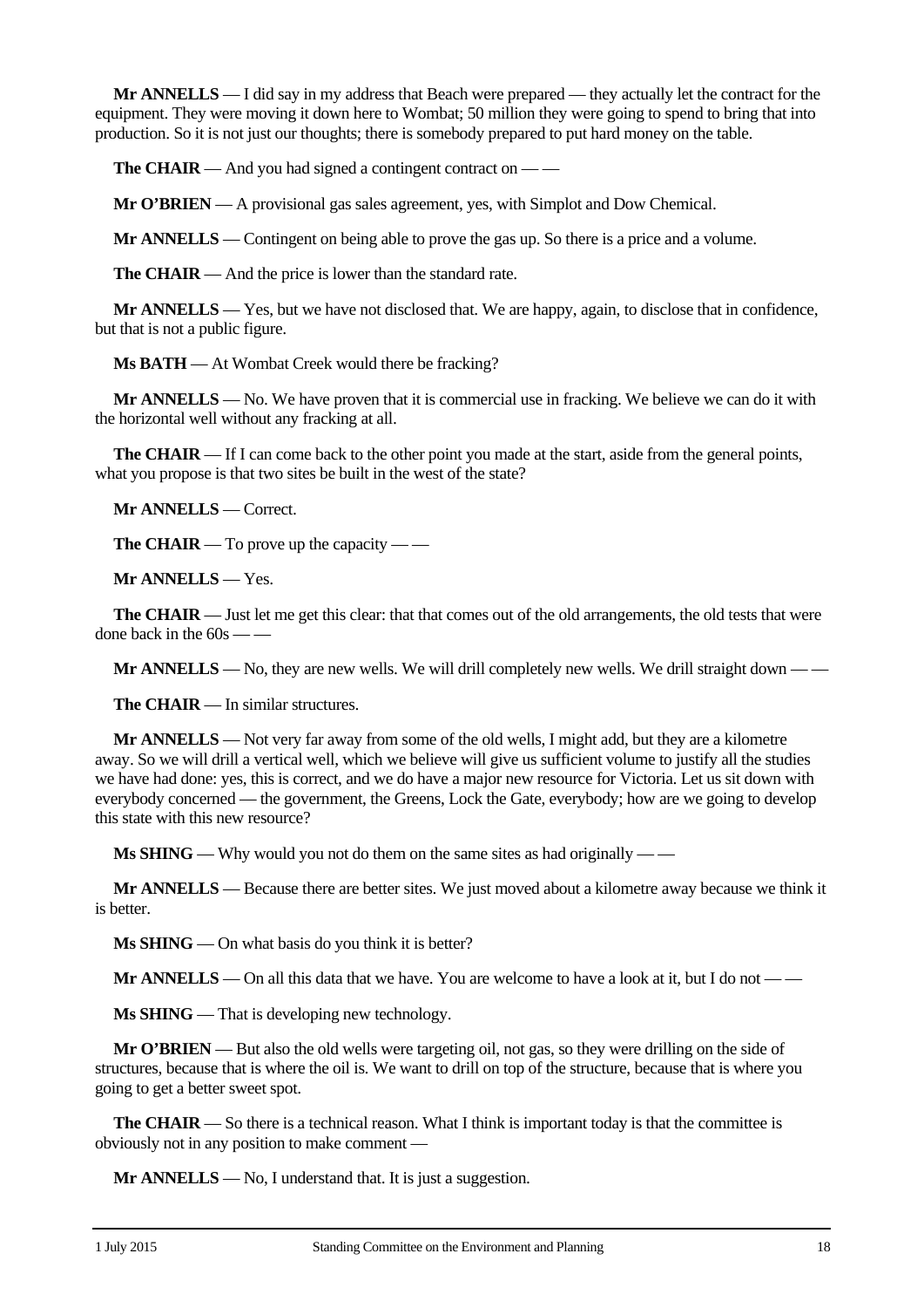**Mr ANNELLS** — I did say in my address that Beach were prepared — they actually let the contract for the equipment. They were moving it down here to Wombat; 50 million they were going to spend to bring that into production. So it is not just our thoughts; there is somebody prepared to put hard money on the table.

**The CHAIR** — And you had signed a contingent contract on — —

**Mr O'BRIEN** — A provisional gas sales agreement, yes, with Simplot and Dow Chemical.

**Mr ANNELLS** — Contingent on being able to prove the gas up. So there is a price and a volume.

**The CHAIR** — And the price is lower than the standard rate.

**Mr ANNELLS** — Yes, but we have not disclosed that. We are happy, again, to disclose that in confidence, but that is not a public figure.

**Ms BATH** — At Wombat Creek would there be fracking?

**Mr ANNELLS** — No. We have proven that it is commercial use in fracking. We believe we can do it with the horizontal well without any fracking at all.

**The CHAIR** — If I can come back to the other point you made at the start, aside from the general points, what you propose is that two sites be built in the west of the state?

**Mr ANNELLS** — Correct.

**The CHAIR** — To prove up the capacity — —

**Mr ANNELLS** — Yes.

**The CHAIR** — Just let me get this clear: that that comes out of the old arrangements, the old tests that were done back in the 60s — —

**Mr ANNELLS** — No, they are new wells. We will drill completely new wells. We drill straight down — —

**The CHAIR** — In similar structures.

**Mr ANNELLS** — Not very far away from some of the old wells, I might add, but they are a kilometre away. So we will drill a vertical well, which we believe will give us sufficient volume to justify all the studies we have had done: yes, this is correct, and we do have a major new resource for Victoria. Let us sit down with everybody concerned — the government, the Greens, Lock the Gate, everybody; how are we going to develop this state with this new resource?

**Ms SHING** — Why would you not do them on the same sites as had originally — —

**Mr ANNELLS** — Because there are better sites. We just moved about a kilometre away because we think it is better.

**Ms SHING** — On what basis do you think it is better?

**Mr ANNELLS** — On all this data that we have. You are welcome to have a look at it, but I do not — —

**Ms SHING** — That is developing new technology.

**Mr O'BRIEN** — But also the old wells were targeting oil, not gas, so they were drilling on the side of structures, because that is where the oil is. We want to drill on top of the structure, because that is where you going to get a better sweet spot.

**The CHAIR** — So there is a technical reason. What I think is important today is that the committee is obviously not in any position to make comment —

**Mr ANNELLS** — No, I understand that. It is just a suggestion.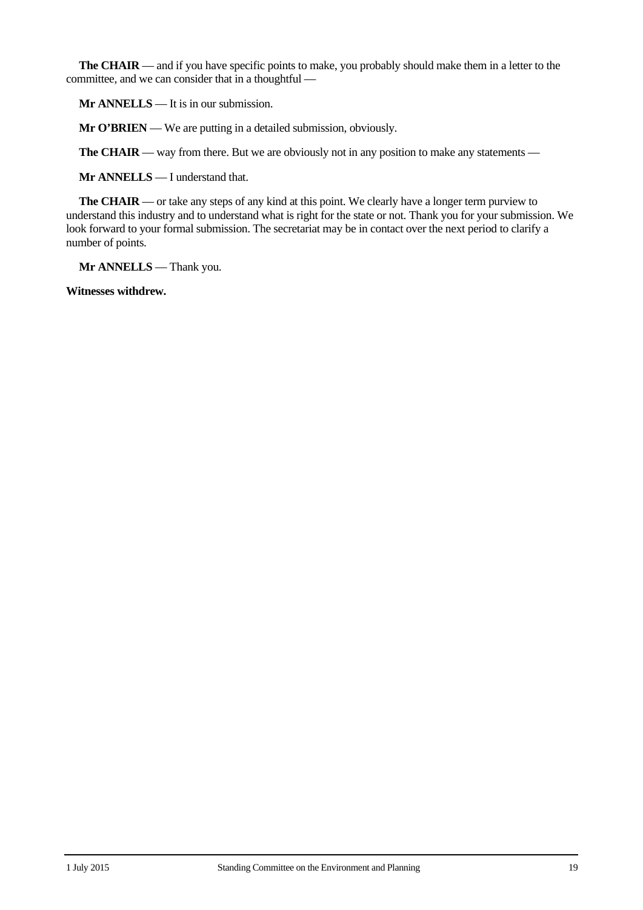**The CHAIR** — and if you have specific points to make, you probably should make them in a letter to the committee, and we can consider that in a thoughtful —

**Mr ANNELLS** — It is in our submission.

**Mr O'BRIEN** — We are putting in a detailed submission, obviously.

**The CHAIR** — way from there. But we are obviously not in any position to make any statements —

**Mr ANNELLS** — I understand that.

**The CHAIR** — or take any steps of any kind at this point. We clearly have a longer term purview to understand this industry and to understand what is right for the state or not. Thank you for your submission. We look forward to your formal submission. The secretariat may be in contact over the next period to clarify a number of points.

**Mr ANNELLS** — Thank you.

**Witnesses withdrew.**